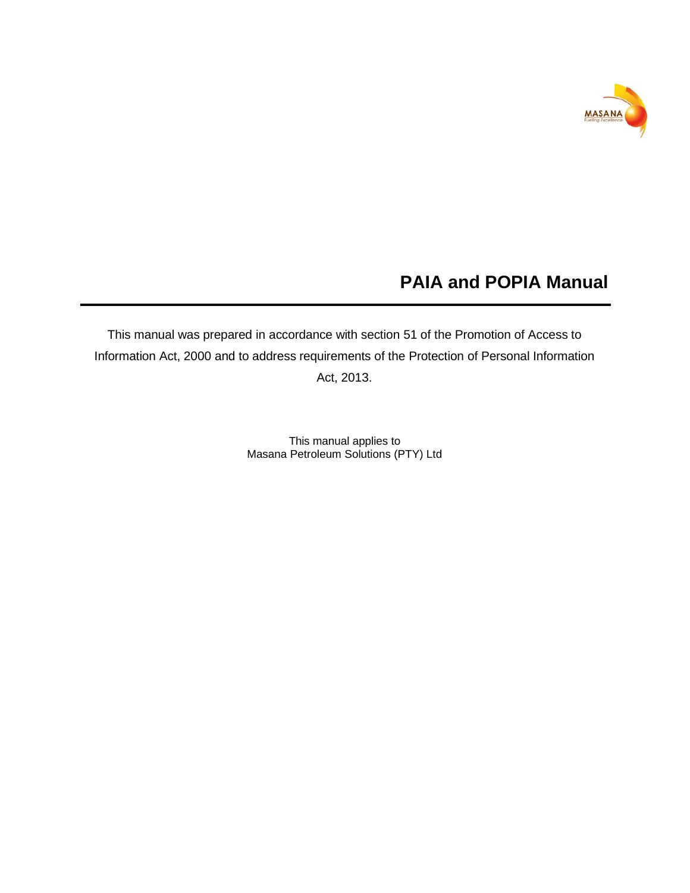# PAIA and POPIA Manual

This manual was prepared in accordance with section 51 of the Promotion of Access to Information Act, 2000 and to address requirements of the Protection of Personal Information Act, 2013.

This manual applies to
Masana Petroleum Solutions (PTY) Ltd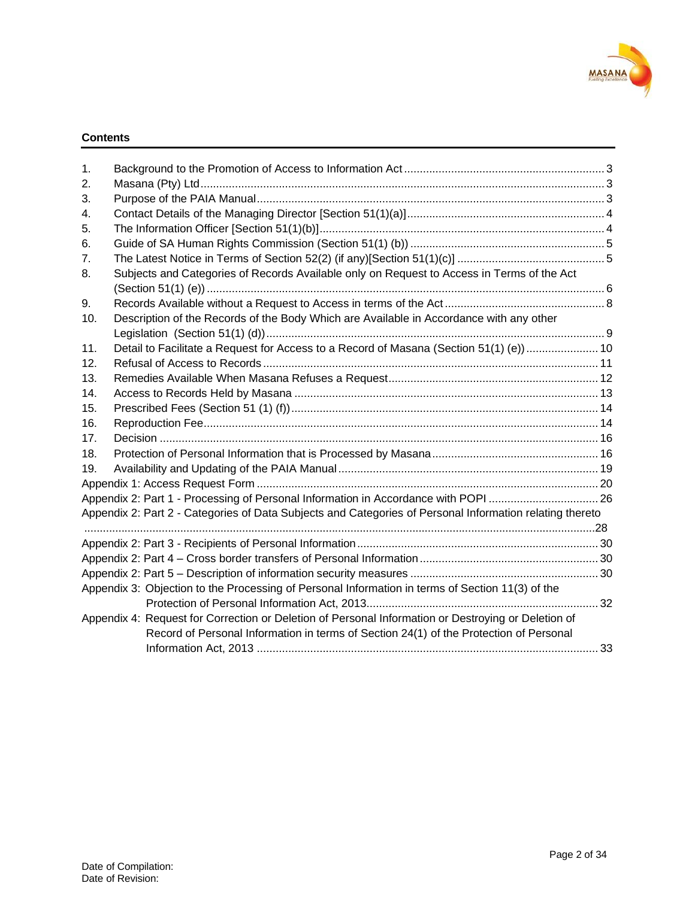## Contents

1. Background to the Promotion of Access to Information Act ..... 3
2. Masana (Pty) Ltd ..... 3
3. Purpose of the PAIA Manual ..... 3
4. Contact Details of the Managing Director [Section 51(1)(a)] ..... 4
5. The Information Officer [Section 51(1)(b)] ..... 4
6. Guide of SA Human Rights Commission (Section 51(1) (b)) ..... 5
7. The Latest Notice in Terms of Section 52(2) (if any)[Section 51(1)(c)] ..... 5
8. Subjects and Categories of Records Available only on Request to Access in Terms of the Act (Section 51(1) (e)) ..... 6
9. Records Available without a Request to Access in terms of the Act ..... 8
10. Description of the Records of the Body Which are Available in Accordance with any other Legislation (Section 51(1) (d)) ..... 9
11. Detail to Facilitate a Request for Access to a Record of Masana (Section 51(1) (e)) ..... 10
12. Refusal of Access to Records ..... 11
13. Remedies Available When Masana Refuses a Request ..... 12
14. Access to Records Held by Masana ..... 13
15. Prescribed Fees (Section 51 (1) (f)) ..... 14
16. Reproduction Fee ..... 14
17. Decision ..... 16
18. Protection of Personal Information that is Processed by Masana ..... 16
19. Availability and Updating of the PAIA Manual ..... 19

Appendix 1: Access Request Form ..... 20

Appendix 2: Part 1 - Processing of Personal Information in Accordance with POPI ..... 26

Appendix 2: Part 2 - Categories of Data Subjects and Categories of Personal Information relating thereto ..... 28

Appendix 2: Part 3 - Recipients of Personal Information ..... 30

Appendix 2: Part 4 – Cross border transfers of Personal Information ..... 30

Appendix 2: Part 5 – Description of information security measures ..... 30

Appendix 3: Objection to the Processing of Personal Information in terms of Section 11(3) of the Protection of Personal Information Act, 2013 ..... 32

Appendix 4: Request for Correction or Deletion of Personal Information or Destroying or Deletion of Record of Personal Information in terms of Section 24(1) of the Protection of Personal Information Act, 2013 ..... 33

Date of Compilation:
Date of Revision: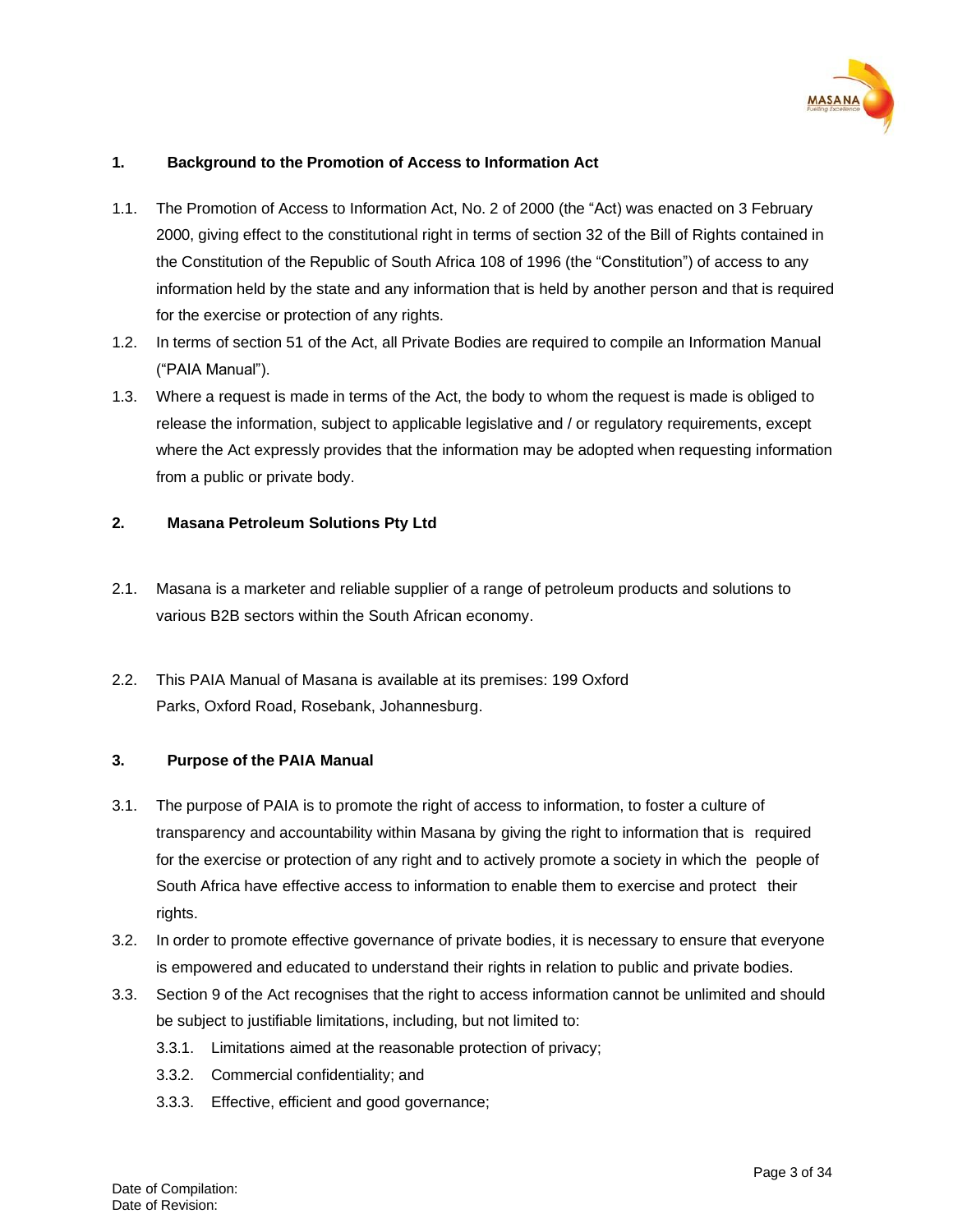## 1. Background to the Promotion of Access to Information Act

1.1. The Promotion of Access to Information Act, No. 2 of 2000 (the "Act) was enacted on 3 February 2000, giving effect to the constitutional right in terms of section 32 of the Bill of Rights contained in the Constitution of the Republic of South Africa 108 of 1996 (the "Constitution") of access to any information held by the state and any information that is held by another person and that is required for the exercise or protection of any rights.

1.2. In terms of section 51 of the Act, all Private Bodies are required to compile an Information Manual ("PAIA Manual").

1.3. Where a request is made in terms of the Act, the body to whom the request is made is obliged to release the information, subject to applicable legislative and / or regulatory requirements, except where the Act expressly provides that the information may be adopted when requesting information from a public or private body.

## 2. Masana Petroleum Solutions Pty Ltd

2.1. Masana is a marketer and reliable supplier of a range of petroleum products and solutions to various B2B sectors within the South African economy.

2.2. This PAIA Manual of Masana is available at its premises: 199 Oxford Parks, Oxford Road, Rosebank, Johannesburg.

## 3. Purpose of the PAIA Manual

3.1. The purpose of PAIA is to promote the right of access to information, to foster a culture of transparency and accountability within Masana by giving the right to information that is required for the exercise or protection of any right and to actively promote a society in which the people of South Africa have effective access to information to enable them to exercise and protect their rights.

3.2. In order to promote effective governance of private bodies, it is necessary to ensure that everyone is empowered and educated to understand their rights in relation to public and private bodies.

3.3. Section 9 of the Act recognises that the right to access information cannot be unlimited and should be subject to justifiable limitations, including, but not limited to:

3.3.1. Limitations aimed at the reasonable protection of privacy;

3.3.2. Commercial confidentiality; and

3.3.3. Effective, efficient and good governance;

Date of Compilation:
Date of Revision: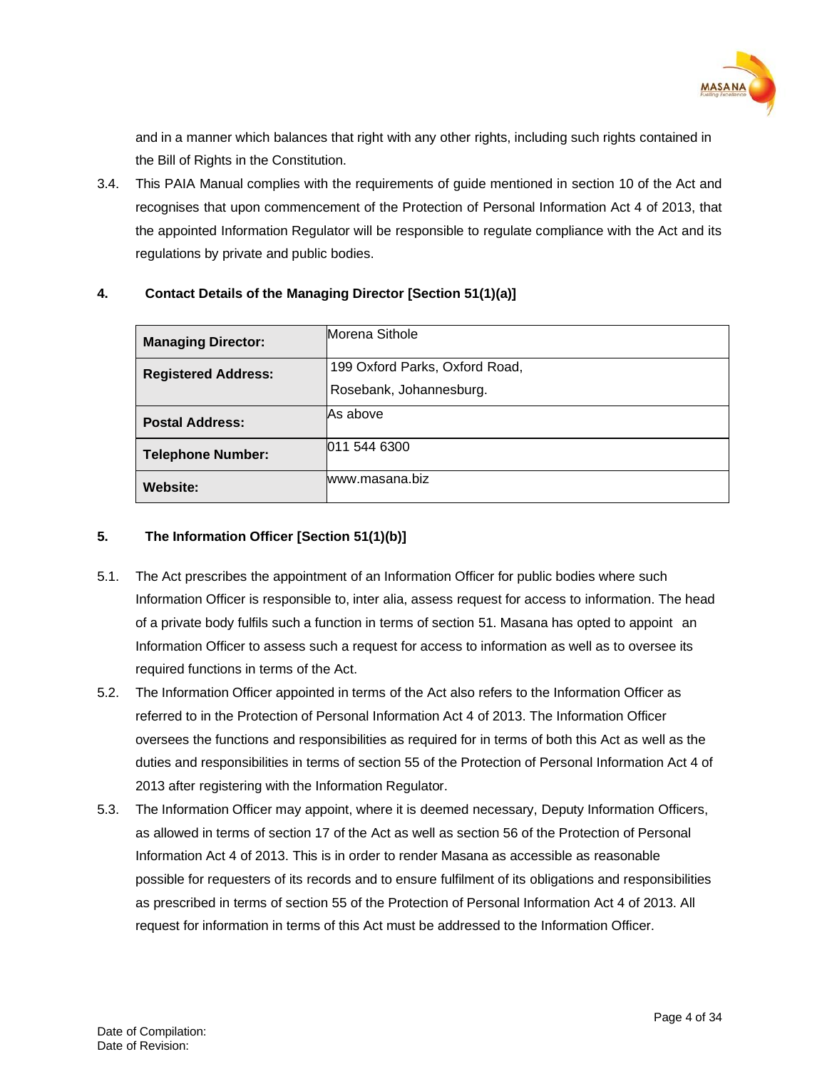and in a manner which balances that right with any other rights, including such rights contained in the Bill of Rights in the Constitution.

3.4. This PAIA Manual complies with the requirements of guide mentioned in section 10 of the Act and recognises that upon commencement of the Protection of Personal Information Act 4 of 2013, that the appointed Information Regulator will be responsible to regulate compliance with the Act and its regulations by private and public bodies.

## 4. Contact Details of the Managing Director [Section 51(1)(a)]

| | |
|---|---|
| **Managing Director:** | Morena Sithole |
| **Registered Address:** | 199 Oxford Parks, Oxford Road, Rosebank, Johannesburg. |
| **Postal Address:** | As above |
| **Telephone Number:** | 011 544 6300 |
| **Website:** | www.masana.biz |

## 5. The Information Officer [Section 51(1)(b)]

5.1. The Act prescribes the appointment of an Information Officer for public bodies where such Information Officer is responsible to, inter alia, assess request for access to information. The head of a private body fulfils such a function in terms of section 51. Masana has opted to appoint an Information Officer to assess such a request for access to information as well as to oversee its required functions in terms of the Act.

5.2. The Information Officer appointed in terms of the Act also refers to the Information Officer as referred to in the Protection of Personal Information Act 4 of 2013. The Information Officer oversees the functions and responsibilities as required for in terms of both this Act as well as the duties and responsibilities in terms of section 55 of the Protection of Personal Information Act 4 of 2013 after registering with the Information Regulator.

5.3. The Information Officer may appoint, where it is deemed necessary, Deputy Information Officers, as allowed in terms of section 17 of the Act as well as section 56 of the Protection of Personal Information Act 4 of 2013. This is in order to render Masana as accessible as reasonable possible for requesters of its records and to ensure fulfilment of its obligations and responsibilities as prescribed in terms of section 55 of the Protection of Personal Information Act 4 of 2013. All request for information in terms of this Act must be addressed to the Information Officer.

Date of Compilation:
Date of Revision: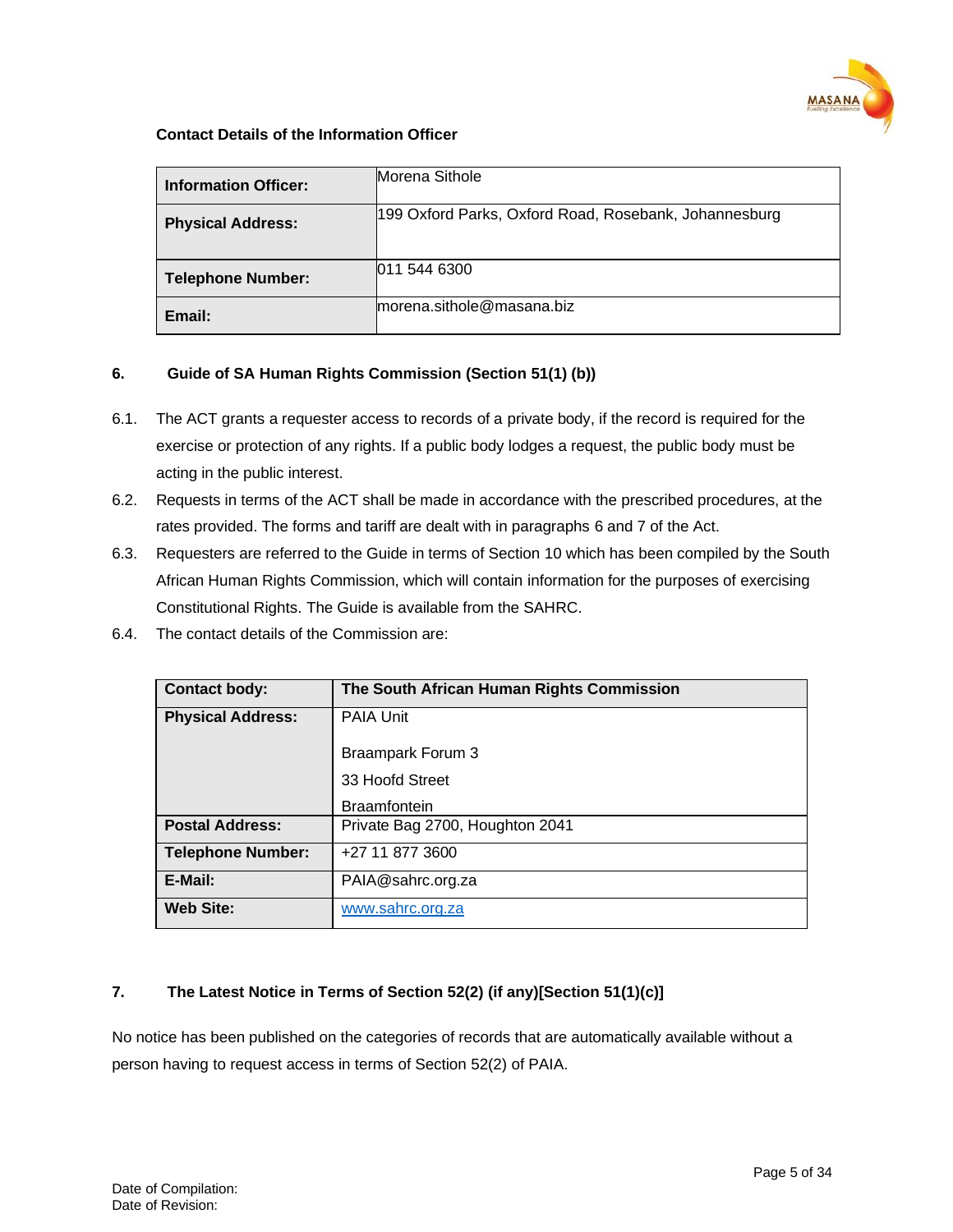**Contact Details of the Information Officer**

| Information Officer: | Morena Sithole |
|---|---|
| Physical Address: | 199 Oxford Parks, Oxford Road, Rosebank, Johannesburg |
| Telephone Number: | 011 544 6300 |
| Email: | morena.sithole@masana.biz |

## 6. Guide of SA Human Rights Commission (Section 51(1) (b))

6.1. The ACT grants a requester access to records of a private body, if the record is required for the exercise or protection of any rights. If a public body lodges a request, the public body must be acting in the public interest.

6.2. Requests in terms of the ACT shall be made in accordance with the prescribed procedures, at the rates provided. The forms and tariff are dealt with in paragraphs 6 and 7 of the Act.

6.3. Requesters are referred to the Guide in terms of Section 10 which has been compiled by the South African Human Rights Commission, which will contain information for the purposes of exercising Constitutional Rights. The Guide is available from the SAHRC.

6.4. The contact details of the Commission are:

| Contact body: | The South African Human Rights Commission |
|---|---|
| Physical Address: | PAIA Unit<br>Braampark Forum 3<br>33 Hoofd Street<br>Braamfontein |
| Postal Address: | Private Bag 2700, Houghton 2041 |
| Telephone Number: | +27 11 877 3600 |
| E-Mail: | PAIA@sahrc.org.za |
| Web Site: | www.sahrc.org.za |

## 7. The Latest Notice in Terms of Section 52(2) (if any)[Section 51(1)(c)]

No notice has been published on the categories of records that are automatically available without a person having to request access in terms of Section 52(2) of PAIA.

Date of Compilation:
Date of Revision: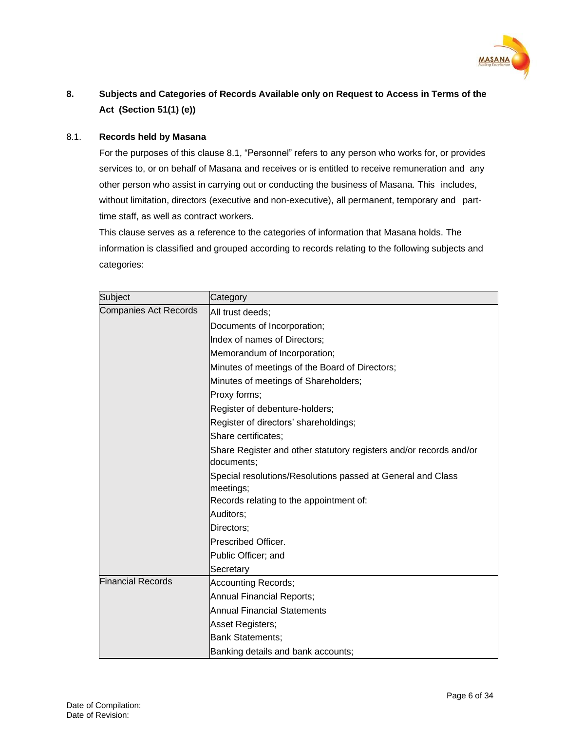## 8. Subjects and Categories of Records Available only on Request to Access in Terms of the Act (Section 51(1) (e))

### 8.1. Records held by Masana

For the purposes of this clause 8.1, "Personnel" refers to any person who works for, or provides services to, or on behalf of Masana and receives or is entitled to receive remuneration and any other person who assist in carrying out or conducting the business of Masana. This includes, without limitation, directors (executive and non-executive), all permanent, temporary and part-time staff, as well as contract workers.

This clause serves as a reference to the categories of information that Masana holds. The information is classified and grouped according to records relating to the following subjects and categories:

| Subject | Category |
|---|---|
| Companies Act Records | All trust deeds; |
| | Documents of Incorporation; |
| | Index of names of Directors; |
| | Memorandum of Incorporation; |
| | Minutes of meetings of the Board of Directors; |
| | Minutes of meetings of Shareholders; |
| | Proxy forms; |
| | Register of debenture-holders; |
| | Register of directors' shareholdings; |
| | Share certificates; |
| | Share Register and other statutory registers and/or records and/or documents; |
| | Special resolutions/Resolutions passed at General and Class meetings; |
| | Records relating to the appointment of: |
| | Auditors; |
| | Directors; |
| | Prescribed Officer. |
| | Public Officer; and |
| | Secretary |
| Financial Records | Accounting Records; |
| | Annual Financial Reports; |
| | Annual Financial Statements |
| | Asset Registers; |
| | Bank Statements; |
| | Banking details and bank accounts; |

Date of Compilation:
Date of Revision: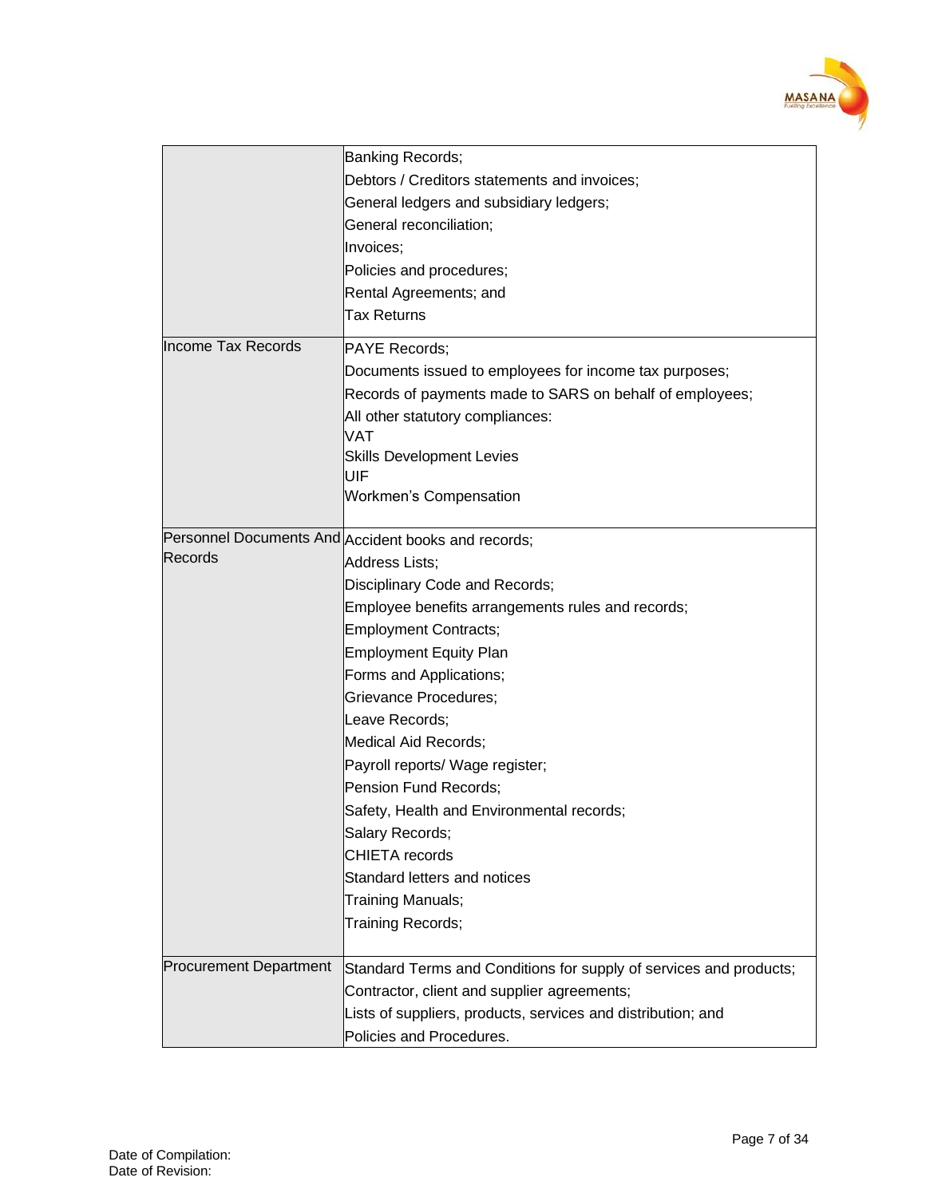| | |
|---|---|
| | Banking Records;<br>Debtors / Creditors statements and invoices;<br>General ledgers and subsidiary ledgers;<br>General reconciliation;<br>Invoices;<br>Policies and procedures;<br>Rental Agreements; and<br>Tax Returns |
| Income Tax Records | PAYE Records;<br>Documents issued to employees for income tax purposes;<br>Records of payments made to SARS on behalf of employees;<br>All other statutory compliances:<br>VAT<br>Skills Development Levies<br>UIF<br>Workmen's Compensation |
| Personnel Documents And Records | Accident books and records;<br>Address Lists;<br>Disciplinary Code and Records;<br>Employee benefits arrangements rules and records;<br>Employment Contracts;<br>Employment Equity Plan<br>Forms and Applications;<br>Grievance Procedures;<br>Leave Records;<br>Medical Aid Records;<br>Payroll reports/ Wage register;<br>Pension Fund Records;<br>Safety, Health and Environmental records;<br>Salary Records;<br>CHIETA records<br>Standard letters and notices<br>Training Manuals;<br>Training Records; |
| Procurement Department | Standard Terms and Conditions for supply of services and products;<br>Contractor, client and supplier agreements;<br>Lists of suppliers, products, services and distribution; and<br>Policies and Procedures. |

Date of Compilation:
Date of Revision: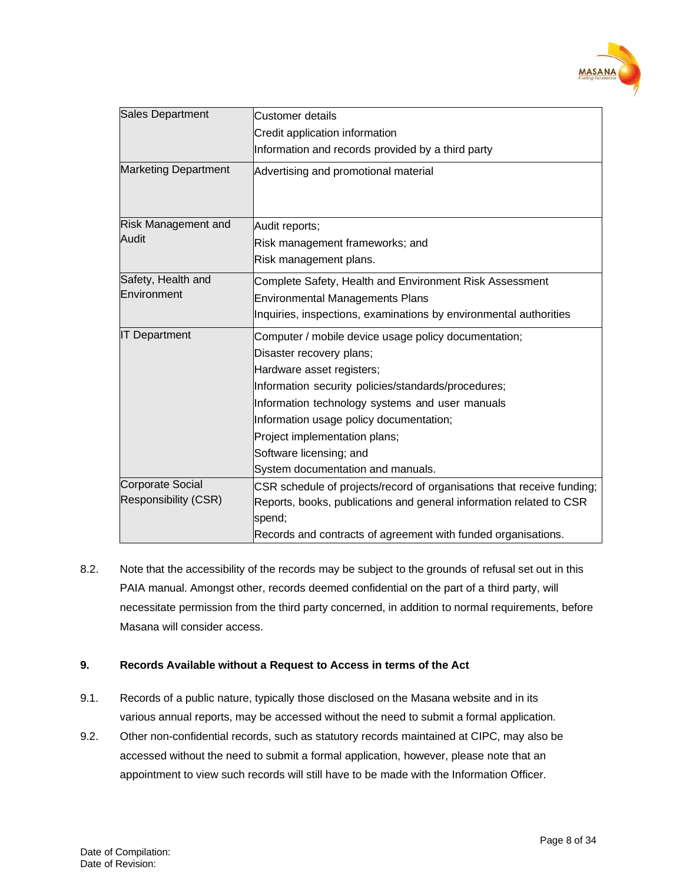| Sales Department | Customer details<br>Credit application information<br>Information and records provided by a third party |
|---|---|
| Marketing Department | Advertising and promotional material |
| Risk Management and Audit | Audit reports;<br>Risk management frameworks; and<br>Risk management plans. |
| Safety, Health and Environment | Complete Safety, Health and Environment Risk Assessment<br>Environmental Managements Plans<br>Inquiries, inspections, examinations by environmental authorities |
| IT Department | Computer / mobile device usage policy documentation;<br>Disaster recovery plans;<br>Hardware asset registers;<br>Information security policies/standards/procedures;<br>Information technology systems and user manuals<br>Information usage policy documentation;<br>Project implementation plans;<br>Software licensing; and<br>System documentation and manuals. |
| Corporate Social Responsibility (CSR) | CSR schedule of projects/record of organisations that receive funding;<br>Reports, books, publications and general information related to CSR spend;<br>Records and contracts of agreement with funded organisations. |

8.2. Note that the accessibility of the records may be subject to the grounds of refusal set out in this PAIA manual. Amongst other, records deemed confidential on the part of a third party, will necessitate permission from the third party concerned, in addition to normal requirements, before Masana will consider access.

## 9. Records Available without a Request to Access in terms of the Act

9.1. Records of a public nature, typically those disclosed on the Masana website and in its various annual reports, may be accessed without the need to submit a formal application.

9.2. Other non-confidential records, such as statutory records maintained at CIPC, may also be accessed without the need to submit a formal application, however, please note that an appointment to view such records will still have to be made with the Information Officer.

Date of Compilation:
Date of Revision: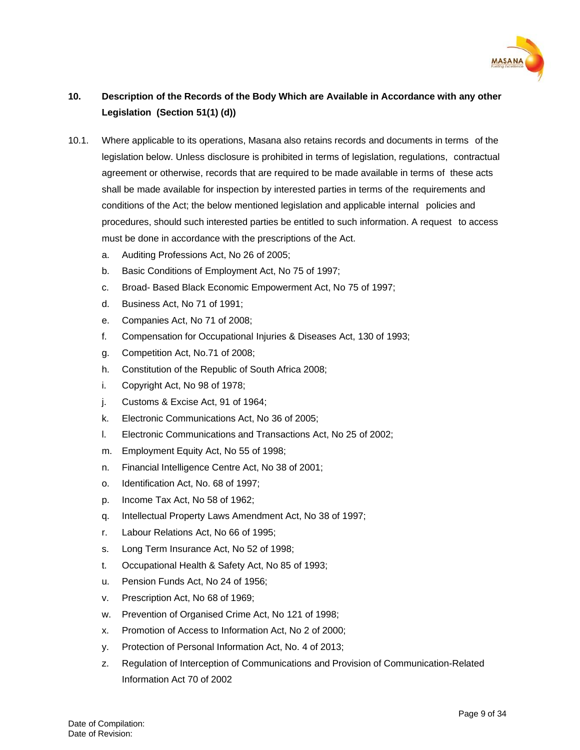## 10. Description of the Records of the Body Which are Available in Accordance with any other Legislation (Section 51(1) (d))

10.1. Where applicable to its operations, Masana also retains records and documents in terms of the legislation below. Unless disclosure is prohibited in terms of legislation, regulations, contractual agreement or otherwise, records that are required to be made available in terms of these acts shall be made available for inspection by interested parties in terms of the requirements and conditions of the Act; the below mentioned legislation and applicable internal policies and procedures, should such interested parties be entitled to such information. A request to access must be done in accordance with the prescriptions of the Act.

a. Auditing Professions Act, No 26 of 2005;
b. Basic Conditions of Employment Act, No 75 of 1997;
c. Broad- Based Black Economic Empowerment Act, No 75 of 1997;
d. Business Act, No 71 of 1991;
e. Companies Act, No 71 of 2008;
f. Compensation for Occupational Injuries & Diseases Act, 130 of 1993;
g. Competition Act, No.71 of 2008;
h. Constitution of the Republic of South Africa 2008;
i. Copyright Act, No 98 of 1978;
j. Customs & Excise Act, 91 of 1964;
k. Electronic Communications Act, No 36 of 2005;
l. Electronic Communications and Transactions Act, No 25 of 2002;
m. Employment Equity Act, No 55 of 1998;
n. Financial Intelligence Centre Act, No 38 of 2001;
o. Identification Act, No. 68 of 1997;
p. Income Tax Act, No 58 of 1962;
q. Intellectual Property Laws Amendment Act, No 38 of 1997;
r. Labour Relations Act, No 66 of 1995;
s. Long Term Insurance Act, No 52 of 1998;
t. Occupational Health & Safety Act, No 85 of 1993;
u. Pension Funds Act, No 24 of 1956;
v. Prescription Act, No 68 of 1969;
w. Prevention of Organised Crime Act, No 121 of 1998;
x. Promotion of Access to Information Act, No 2 of 2000;
y. Protection of Personal Information Act, No. 4 of 2013;
z. Regulation of Interception of Communications and Provision of Communication-Related Information Act 70 of 2002

Date of Compilation:
Date of Revision: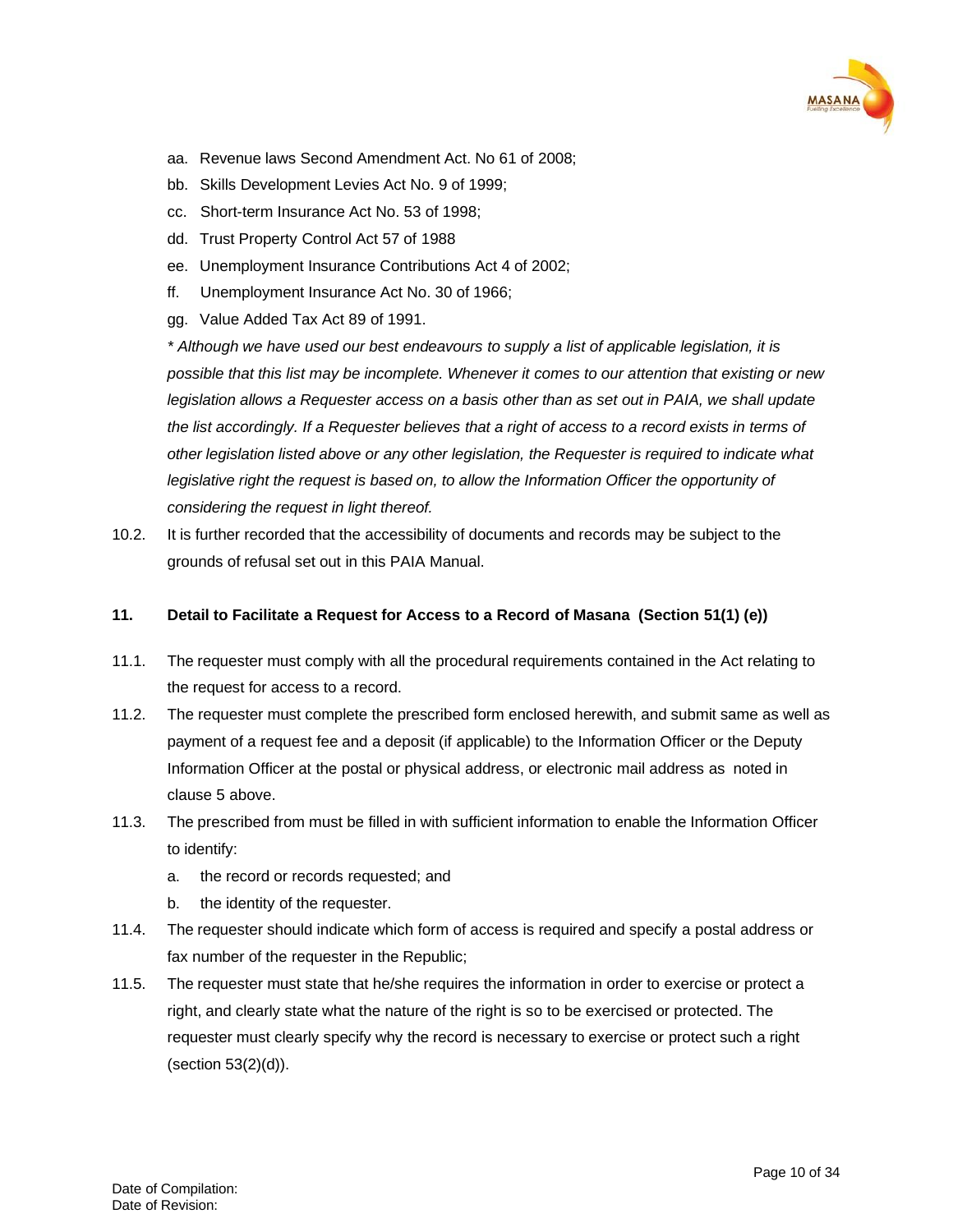aa. Revenue laws Second Amendment Act. No 61 of 2008;

bb. Skills Development Levies Act No. 9 of 1999;

cc. Short-term Insurance Act No. 53 of 1998;

dd. Trust Property Control Act 57 of 1988

ee. Unemployment Insurance Contributions Act 4 of 2002;

ff. Unemployment Insurance Act No. 30 of 1966;

gg. Value Added Tax Act 89 of 1991.

*\* Although we have used our best endeavours to supply a list of applicable legislation, it is possible that this list may be incomplete. Whenever it comes to our attention that existing or new legislation allows a Requester access on a basis other than as set out in PAIA, we shall update the list accordingly. If a Requester believes that a right of access to a record exists in terms of other legislation listed above or any other legislation, the Requester is required to indicate what legislative right the request is based on, to allow the Information Officer the opportunity of considering the request in light thereof.*

10.2. It is further recorded that the accessibility of documents and records may be subject to the grounds of refusal set out in this PAIA Manual.

## 11. Detail to Facilitate a Request for Access to a Record of Masana (Section 51(1) (e))

11.1. The requester must comply with all the procedural requirements contained in the Act relating to the request for access to a record.

11.2. The requester must complete the prescribed form enclosed herewith, and submit same as well as payment of a request fee and a deposit (if applicable) to the Information Officer or the Deputy Information Officer at the postal or physical address, or electronic mail address as noted in clause 5 above.

11.3. The prescribed from must be filled in with sufficient information to enable the Information Officer to identify:

a. the record or records requested; and

b. the identity of the requester.

11.4. The requester should indicate which form of access is required and specify a postal address or fax number of the requester in the Republic;

11.5. The requester must state that he/she requires the information in order to exercise or protect a right, and clearly state what the nature of the right is so to be exercised or protected. The requester must clearly specify why the record is necessary to exercise or protect such a right (section 53(2)(d)).

Date of Compilation:
Date of Revision: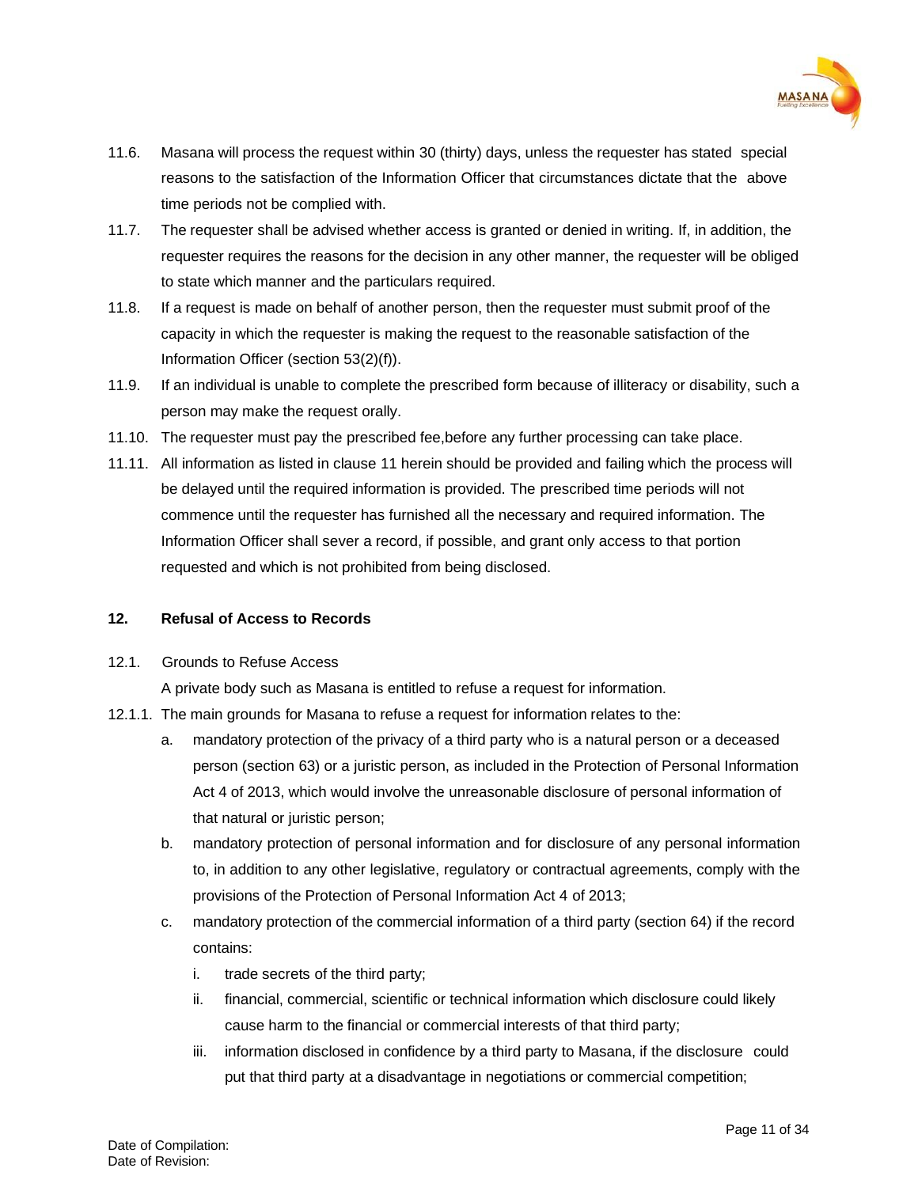11.6. Masana will process the request within 30 (thirty) days, unless the requester has stated special reasons to the satisfaction of the Information Officer that circumstances dictate that the above time periods not be complied with.

11.7. The requester shall be advised whether access is granted or denied in writing. If, in addition, the requester requires the reasons for the decision in any other manner, the requester will be obliged to state which manner and the particulars required.

11.8. If a request is made on behalf of another person, then the requester must submit proof of the capacity in which the requester is making the request to the reasonable satisfaction of the Information Officer (section 53(2)(f)).

11.9. If an individual is unable to complete the prescribed form because of illiteracy or disability, such a person may make the request orally.

11.10. The requester must pay the prescribed fee,before any further processing can take place.

11.11. All information as listed in clause 11 herein should be provided and failing which the process will be delayed until the required information is provided. The prescribed time periods will not commence until the requester has furnished all the necessary and required information. The Information Officer shall sever a record, if possible, and grant only access to that portion requested and which is not prohibited from being disclosed.

## 12. Refusal of Access to Records

12.1. Grounds to Refuse Access

A private body such as Masana is entitled to refuse a request for information.

12.1.1. The main grounds for Masana to refuse a request for information relates to the:

a. mandatory protection of the privacy of a third party who is a natural person or a deceased person (section 63) or a juristic person, as included in the Protection of Personal Information Act 4 of 2013, which would involve the unreasonable disclosure of personal information of that natural or juristic person;

b. mandatory protection of personal information and for disclosure of any personal information to, in addition to any other legislative, regulatory or contractual agreements, comply with the provisions of the Protection of Personal Information Act 4 of 2013;

c. mandatory protection of the commercial information of a third party (section 64) if the record contains:

   i. trade secrets of the third party;

   ii. financial, commercial, scientific or technical information which disclosure could likely cause harm to the financial or commercial interests of that third party;

   iii. information disclosed in confidence by a third party to Masana, if the disclosure could put that third party at a disadvantage in negotiations or commercial competition;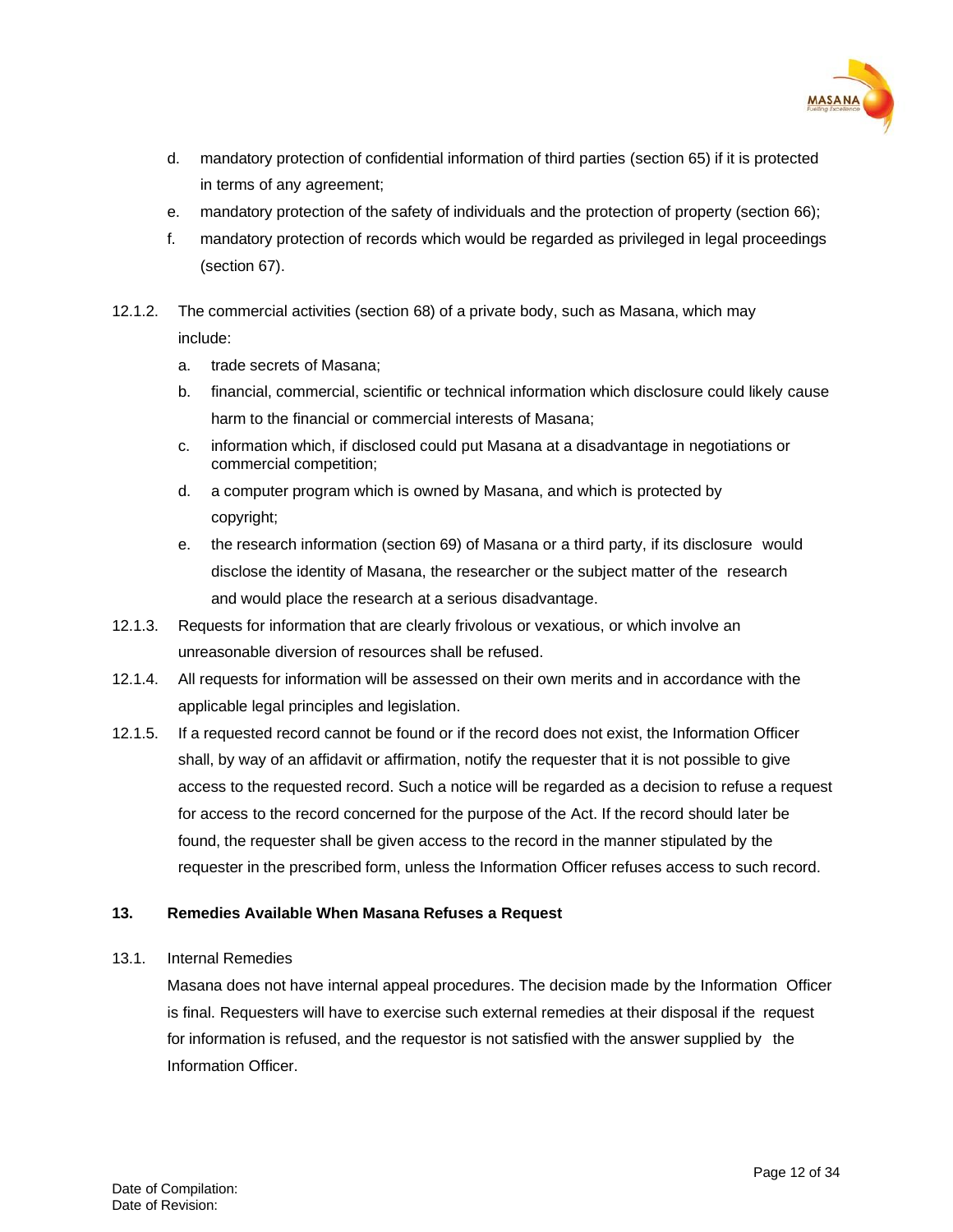d. mandatory protection of confidential information of third parties (section 65) if it is protected in terms of any agreement;

e. mandatory protection of the safety of individuals and the protection of property (section 66);

f. mandatory protection of records which would be regarded as privileged in legal proceedings (section 67).

12.1.2. The commercial activities (section 68) of a private body, such as Masana, which may include:

a. trade secrets of Masana;

b. financial, commercial, scientific or technical information which disclosure could likely cause harm to the financial or commercial interests of Masana;

c. information which, if disclosed could put Masana at a disadvantage in negotiations or commercial competition;

d. a computer program which is owned by Masana, and which is protected by copyright;

e. the research information (section 69) of Masana or a third party, if its disclosure would disclose the identity of Masana, the researcher or the subject matter of the research and would place the research at a serious disadvantage.

12.1.3. Requests for information that are clearly frivolous or vexatious, or which involve an unreasonable diversion of resources shall be refused.

12.1.4. All requests for information will be assessed on their own merits and in accordance with the applicable legal principles and legislation.

12.1.5. If a requested record cannot be found or if the record does not exist, the Information Officer shall, by way of an affidavit or affirmation, notify the requester that it is not possible to give access to the requested record. Such a notice will be regarded as a decision to refuse a request for access to the record concerned for the purpose of the Act. If the record should later be found, the requester shall be given access to the record in the manner stipulated by the requester in the prescribed form, unless the Information Officer refuses access to such record.

## 13. Remedies Available When Masana Refuses a Request

13.1. Internal Remedies

Masana does not have internal appeal procedures. The decision made by the Information Officer is final. Requesters will have to exercise such external remedies at their disposal if the request for information is refused, and the requestor is not satisfied with the answer supplied by the Information Officer.

Date of Compilation:
Date of Revision: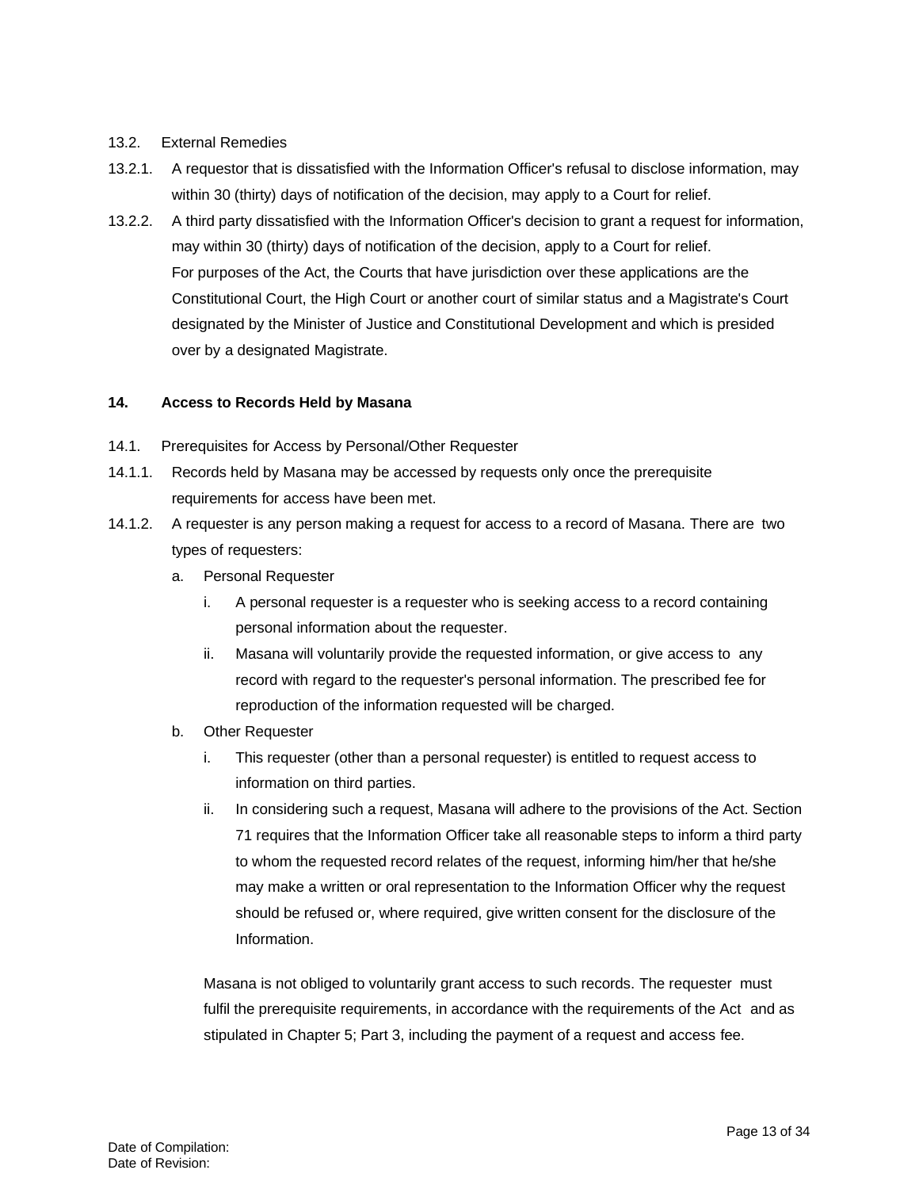13.2. External Remedies

13.2.1. A requestor that is dissatisfied with the Information Officer's refusal to disclose information, may within 30 (thirty) days of notification of the decision, may apply to a Court for relief.

13.2.2. A third party dissatisfied with the Information Officer's decision to grant a request for information, may within 30 (thirty) days of notification of the decision, apply to a Court for relief. For purposes of the Act, the Courts that have jurisdiction over these applications are the Constitutional Court, the High Court or another court of similar status and a Magistrate's Court designated by the Minister of Justice and Constitutional Development and which is presided over by a designated Magistrate.

## 14. Access to Records Held by Masana

14.1. Prerequisites for Access by Personal/Other Requester

14.1.1. Records held by Masana may be accessed by requests only once the prerequisite requirements for access have been met.

14.1.2. A requester is any person making a request for access to a record of Masana. There are two types of requesters:

a. Personal Requester

   i. A personal requester is a requester who is seeking access to a record containing personal information about the requester.

   ii. Masana will voluntarily provide the requested information, or give access to any record with regard to the requester's personal information. The prescribed fee for reproduction of the information requested will be charged.

b. Other Requester

   i. This requester (other than a personal requester) is entitled to request access to information on third parties.

   ii. In considering such a request, Masana will adhere to the provisions of the Act. Section 71 requires that the Information Officer take all reasonable steps to inform a third party to whom the requested record relates of the request, informing him/her that he/she may make a written or oral representation to the Information Officer why the request should be refused or, where required, give written consent for the disclosure of the Information.

   Masana is not obliged to voluntarily grant access to such records. The requester must fulfil the prerequisite requirements, in accordance with the requirements of the Act and as stipulated in Chapter 5; Part 3, including the payment of a request and access fee.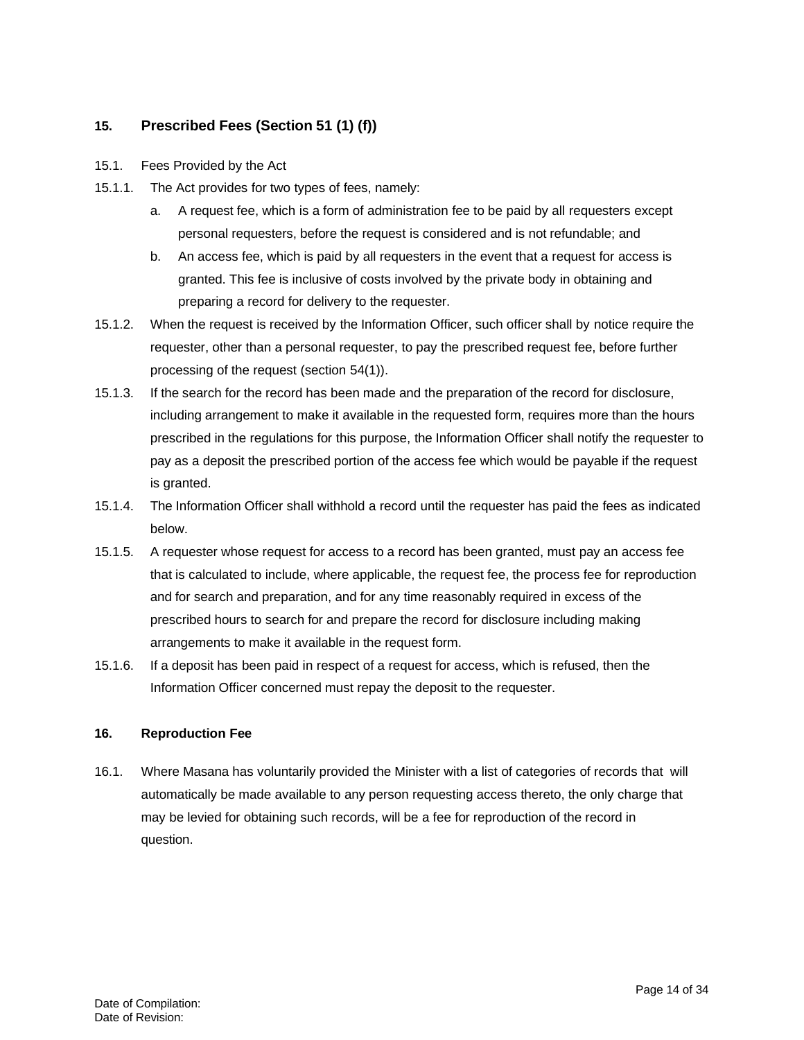## 15. Prescribed Fees (Section 51 (1) (f))

15.1. Fees Provided by the Act

15.1.1. The Act provides for two types of fees, namely:

a. A request fee, which is a form of administration fee to be paid by all requesters except personal requesters, before the request is considered and is not refundable; and

b. An access fee, which is paid by all requesters in the event that a request for access is granted. This fee is inclusive of costs involved by the private body in obtaining and preparing a record for delivery to the requester.

15.1.2. When the request is received by the Information Officer, such officer shall by notice require the requester, other than a personal requester, to pay the prescribed request fee, before further processing of the request (section 54(1)).

15.1.3. If the search for the record has been made and the preparation of the record for disclosure, including arrangement to make it available in the requested form, requires more than the hours prescribed in the regulations for this purpose, the Information Officer shall notify the requester to pay as a deposit the prescribed portion of the access fee which would be payable if the request is granted.

15.1.4. The Information Officer shall withhold a record until the requester has paid the fees as indicated below.

15.1.5. A requester whose request for access to a record has been granted, must pay an access fee that is calculated to include, where applicable, the request fee, the process fee for reproduction and for search and preparation, and for any time reasonably required in excess of the prescribed hours to search for and prepare the record for disclosure including making arrangements to make it available in the request form.

15.1.6. If a deposit has been paid in respect of a request for access, which is refused, then the Information Officer concerned must repay the deposit to the requester.

## 16. Reproduction Fee

16.1. Where Masana has voluntarily provided the Minister with a list of categories of records that will automatically be made available to any person requesting access thereto, the only charge that may be levied for obtaining such records, will be a fee for reproduction of the record in question.

Date of Compilation:
Date of Revision: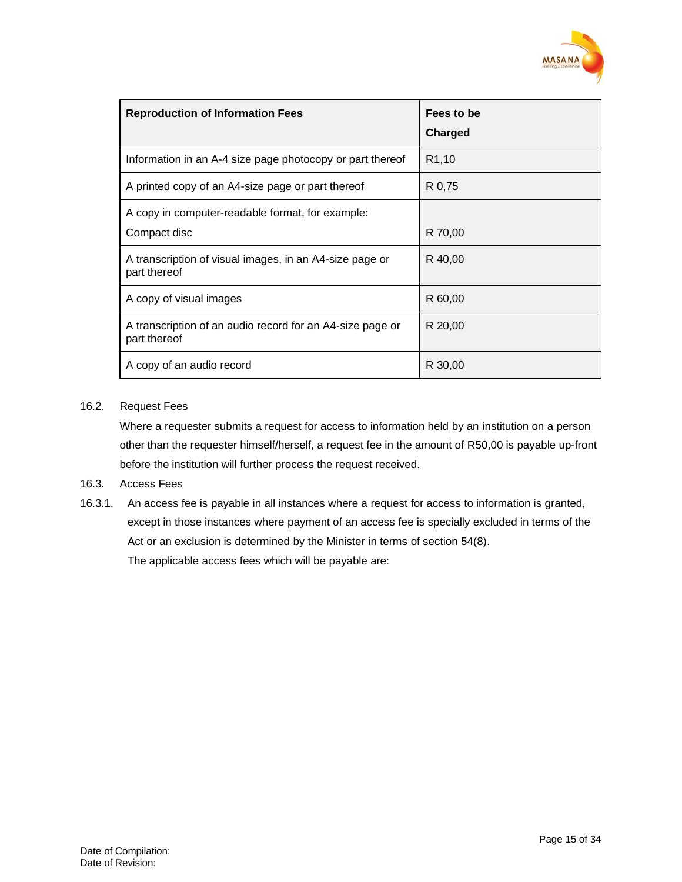| Reproduction of Information Fees | Fees to be Charged |
|---|---|
| Information in an A-4 size page photocopy or part thereof | R1,10 |
| A printed copy of an A4-size page or part thereof | R 0,75 |
| A copy in computer-readable format, for example: Compact disc | R 70,00 |
| A transcription of visual images, in an A4-size page or part thereof | R 40,00 |
| A copy of visual images | R 60,00 |
| A transcription of an audio record for an A4-size page or part thereof | R 20,00 |
| A copy of an audio record | R 30,00 |

16.2. Request Fees

Where a requester submits a request for access to information held by an institution on a person other than the requester himself/herself, a request fee in the amount of R50,00 is payable up-front before the institution will further process the request received.

16.3. Access Fees

16.3.1. An access fee is payable in all instances where a request for access to information is granted, except in those instances where payment of an access fee is specially excluded in terms of the Act or an exclusion is determined by the Minister in terms of section 54(8).

The applicable access fees which will be payable are:

Date of Compilation:
Date of Revision: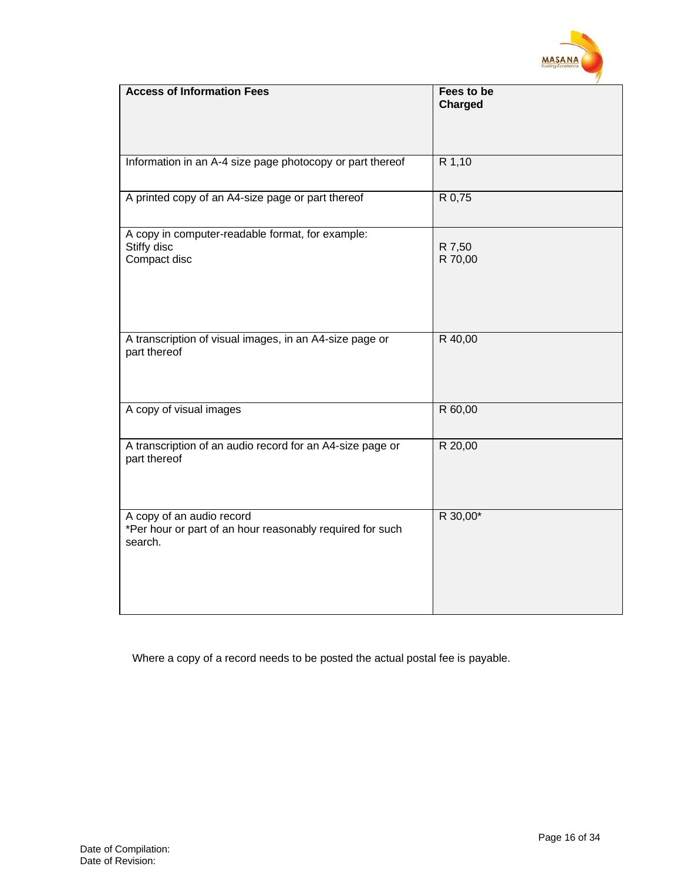| Access of Information Fees | Fees to be Charged |
|---|---|
| Information in an A-4 size page photocopy or part thereof | R 1,10 |
| A printed copy of an A4-size page or part thereof | R 0,75 |
| A copy in computer-readable format, for example:<br>Stiffy disc<br>Compact disc | <br>R 7,50<br>R 70,00 |
| A transcription of visual images, in an A4-size page or part thereof | R 40,00 |
| A copy of visual images | R 60,00 |
| A transcription of an audio record for an A4-size page or part thereof | R 20,00 |
| A copy of an audio record<br>*Per hour or part of an hour reasonably required for such search. | R 30,00* |

Where a copy of a record needs to be posted the actual postal fee is payable.

Date of Compilation:
Date of Revision: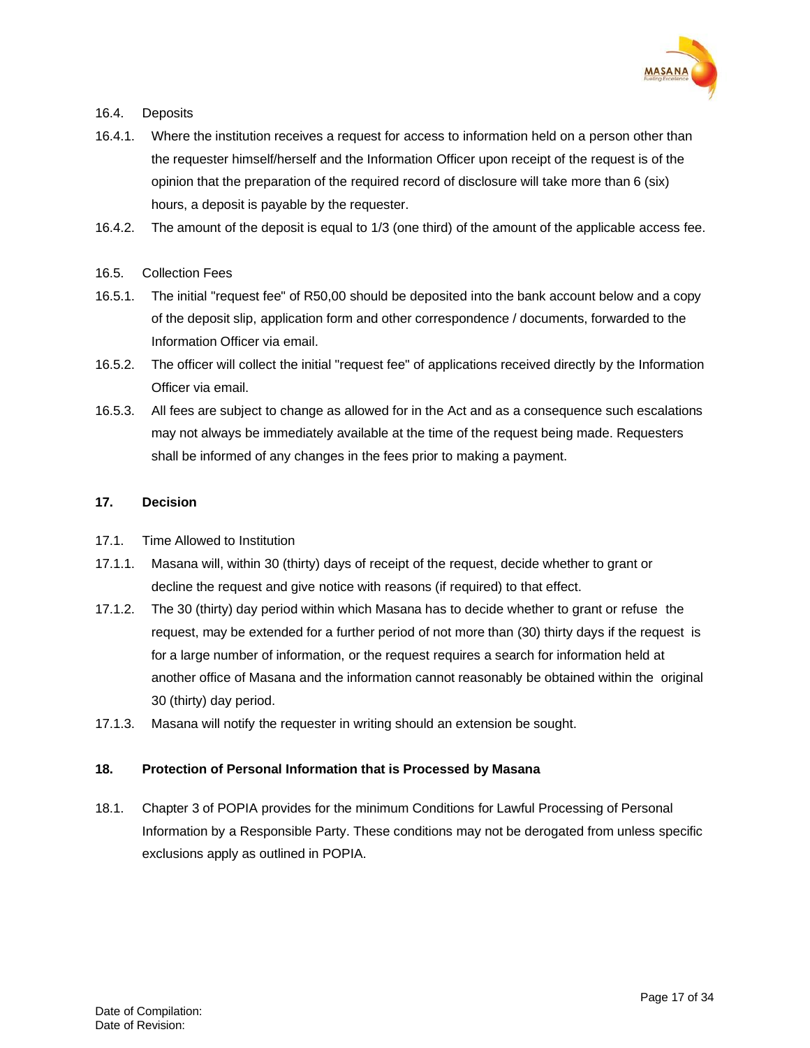16.4. Deposits

16.4.1. Where the institution receives a request for access to information held on a person other than the requester himself/herself and the Information Officer upon receipt of the request is of the opinion that the preparation of the required record of disclosure will take more than 6 (six) hours, a deposit is payable by the requester.

16.4.2. The amount of the deposit is equal to 1/3 (one third) of the amount of the applicable access fee.

16.5. Collection Fees

16.5.1. The initial "request fee" of R50,00 should be deposited into the bank account below and a copy of the deposit slip, application form and other correspondence / documents, forwarded to the Information Officer via email.

16.5.2. The officer will collect the initial "request fee" of applications received directly by the Information Officer via email.

16.5.3. All fees are subject to change as allowed for in the Act and as a consequence such escalations may not always be immediately available at the time of the request being made. Requesters shall be informed of any changes in the fees prior to making a payment.

## 17. Decision

17.1. Time Allowed to Institution

17.1.1. Masana will, within 30 (thirty) days of receipt of the request, decide whether to grant or decline the request and give notice with reasons (if required) to that effect.

17.1.2. The 30 (thirty) day period within which Masana has to decide whether to grant or refuse the request, may be extended for a further period of not more than (30) thirty days if the request is for a large number of information, or the request requires a search for information held at another office of Masana and the information cannot reasonably be obtained within the original 30 (thirty) day period.

17.1.3. Masana will notify the requester in writing should an extension be sought.

## 18. Protection of Personal Information that is Processed by Masana

18.1. Chapter 3 of POPIA provides for the minimum Conditions for Lawful Processing of Personal Information by a Responsible Party. These conditions may not be derogated from unless specific exclusions apply as outlined in POPIA.

Date of Compilation:
Date of Revision: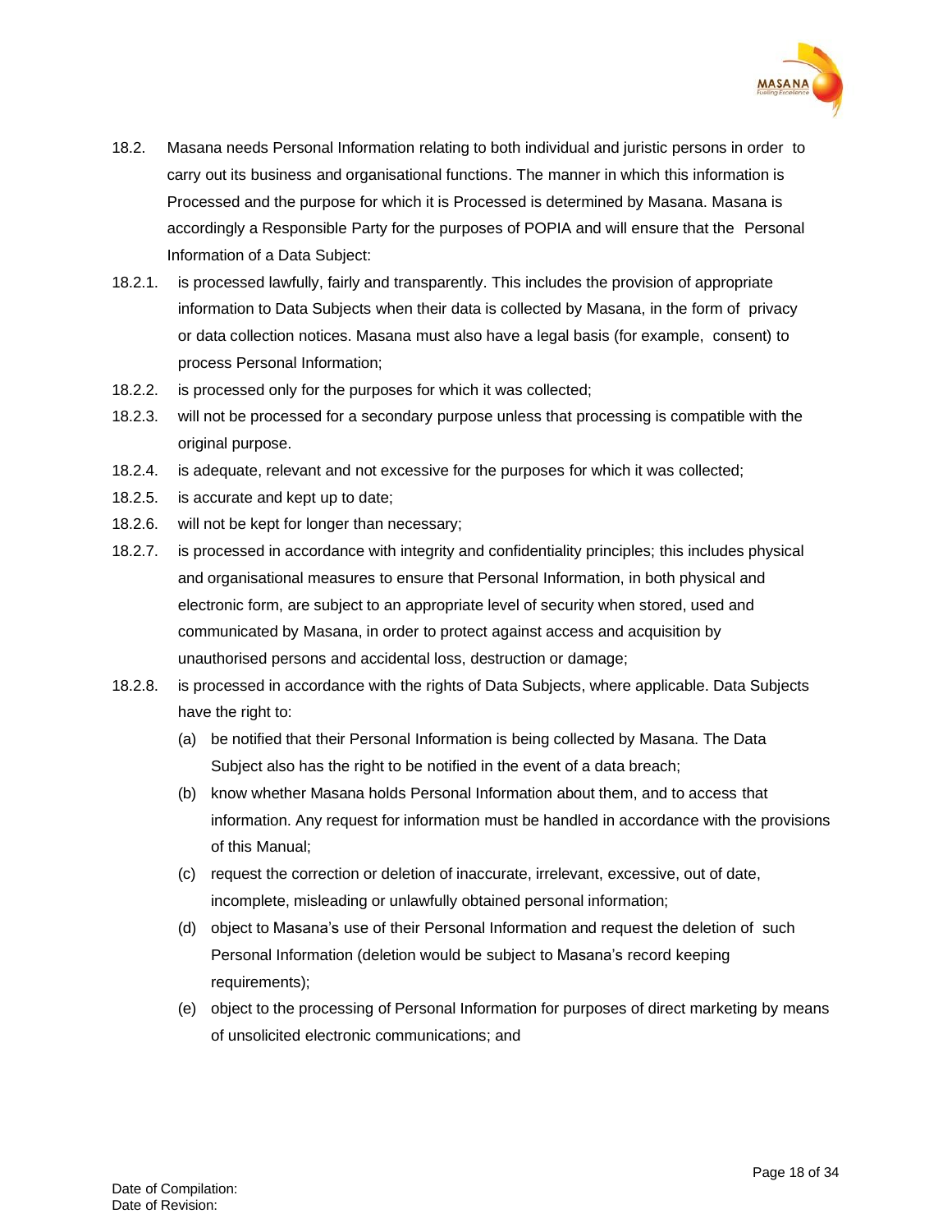18.2. Masana needs Personal Information relating to both individual and juristic persons in order to carry out its business and organisational functions. The manner in which this information is Processed and the purpose for which it is Processed is determined by Masana. Masana is accordingly a Responsible Party for the purposes of POPIA and will ensure that the Personal Information of a Data Subject:

18.2.1. is processed lawfully, fairly and transparently. This includes the provision of appropriate information to Data Subjects when their data is collected by Masana, in the form of privacy or data collection notices. Masana must also have a legal basis (for example, consent) to process Personal Information;

18.2.2. is processed only for the purposes for which it was collected;

18.2.3. will not be processed for a secondary purpose unless that processing is compatible with the original purpose.

18.2.4. is adequate, relevant and not excessive for the purposes for which it was collected;

18.2.5. is accurate and kept up to date;

18.2.6. will not be kept for longer than necessary;

18.2.7. is processed in accordance with integrity and confidentiality principles; this includes physical and organisational measures to ensure that Personal Information, in both physical and electronic form, are subject to an appropriate level of security when stored, used and communicated by Masana, in order to protect against access and acquisition by unauthorised persons and accidental loss, destruction or damage;

18.2.8. is processed in accordance with the rights of Data Subjects, where applicable. Data Subjects have the right to:

(a) be notified that their Personal Information is being collected by Masana. The Data Subject also has the right to be notified in the event of a data breach;

(b) know whether Masana holds Personal Information about them, and to access that information. Any request for information must be handled in accordance with the provisions of this Manual;

(c) request the correction or deletion of inaccurate, irrelevant, excessive, out of date, incomplete, misleading or unlawfully obtained personal information;

(d) object to Masana's use of their Personal Information and request the deletion of such Personal Information (deletion would be subject to Masana's record keeping requirements);

(e) object to the processing of Personal Information for purposes of direct marketing by means of unsolicited electronic communications; and

Date of Compilation:
Date of Revision: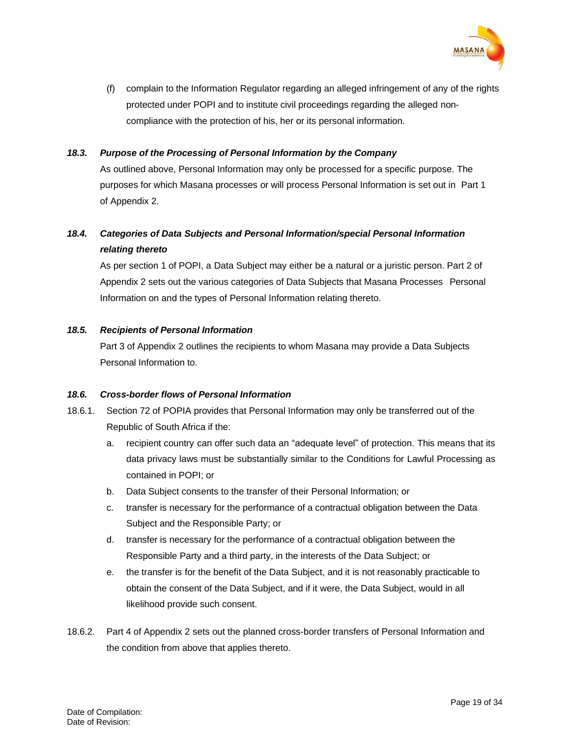(f) complain to the Information Regulator regarding an alleged infringement of any of the rights protected under POPI and to institute civil proceedings regarding the alleged non-compliance with the protection of his, her or its personal information.

### *18.3. Purpose of the Processing of Personal Information by the Company*

As outlined above, Personal Information may only be processed for a specific purpose. The purposes for which Masana processes or will process Personal Information is set out in Part 1 of Appendix 2.

### *18.4. Categories of Data Subjects and Personal Information/special Personal Information relating thereto*

As per section 1 of POPI, a Data Subject may either be a natural or a juristic person. Part 2 of Appendix 2 sets out the various categories of Data Subjects that Masana Processes Personal Information on and the types of Personal Information relating thereto.

### *18.5. Recipients of Personal Information*

Part 3 of Appendix 2 outlines the recipients to whom Masana may provide a Data Subjects Personal Information to.

### *18.6. Cross-border flows of Personal Information*

18.6.1. Section 72 of POPIA provides that Personal Information may only be transferred out of the Republic of South Africa if the:

a. recipient country can offer such data an "adequate level" of protection. This means that its data privacy laws must be substantially similar to the Conditions for Lawful Processing as contained in POPI; or
b. Data Subject consents to the transfer of their Personal Information; or
c. transfer is necessary for the performance of a contractual obligation between the Data Subject and the Responsible Party; or
d. transfer is necessary for the performance of a contractual obligation between the Responsible Party and a third party, in the interests of the Data Subject; or
e. the transfer is for the benefit of the Data Subject, and it is not reasonably practicable to obtain the consent of the Data Subject, and if it were, the Data Subject, would in all likelihood provide such consent.

18.6.2. Part 4 of Appendix 2 sets out the planned cross-border transfers of Personal Information and the condition from above that applies thereto.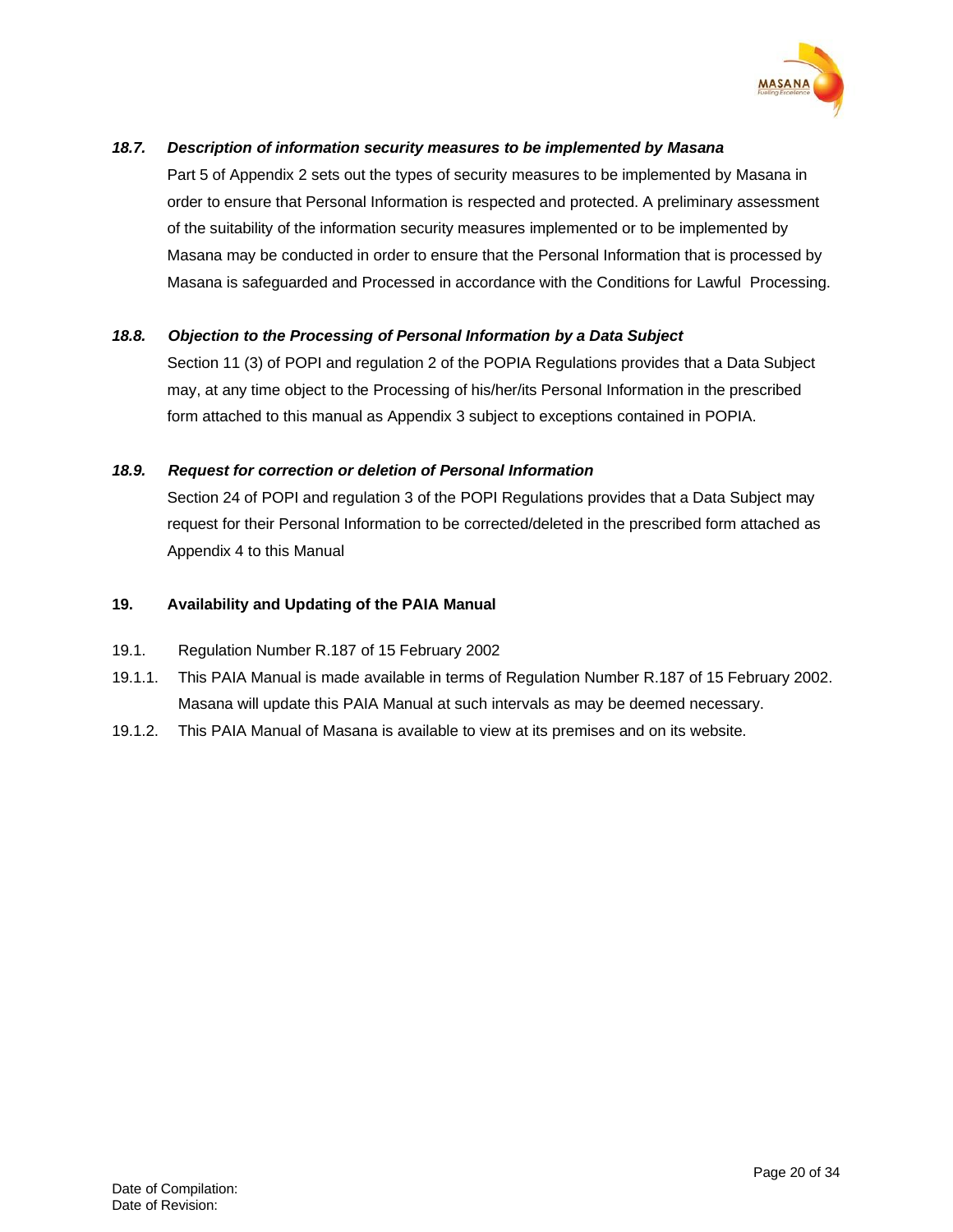### *18.7. Description of information security measures to be implemented by Masana*

Part 5 of Appendix 2 sets out the types of security measures to be implemented by Masana in order to ensure that Personal Information is respected and protected. A preliminary assessment of the suitability of the information security measures implemented or to be implemented by Masana may be conducted in order to ensure that the Personal Information that is processed by Masana is safeguarded and Processed in accordance with the Conditions for Lawful Processing.

### *18.8. Objection to the Processing of Personal Information by a Data Subject*

Section 11 (3) of POPI and regulation 2 of the POPIA Regulations provides that a Data Subject may, at any time object to the Processing of his/her/its Personal Information in the prescribed form attached to this manual as Appendix 3 subject to exceptions contained in POPIA.

### *18.9. Request for correction or deletion of Personal Information*

Section 24 of POPI and regulation 3 of the POPI Regulations provides that a Data Subject may request for their Personal Information to be corrected/deleted in the prescribed form attached as Appendix 4 to this Manual

## **19. Availability and Updating of the PAIA Manual**

19.1. Regulation Number R.187 of 15 February 2002

19.1.1. This PAIA Manual is made available in terms of Regulation Number R.187 of 15 February 2002. Masana will update this PAIA Manual at such intervals as may be deemed necessary.

19.1.2. This PAIA Manual of Masana is available to view at its premises and on its website.

Date of Compilation:
Date of Revision: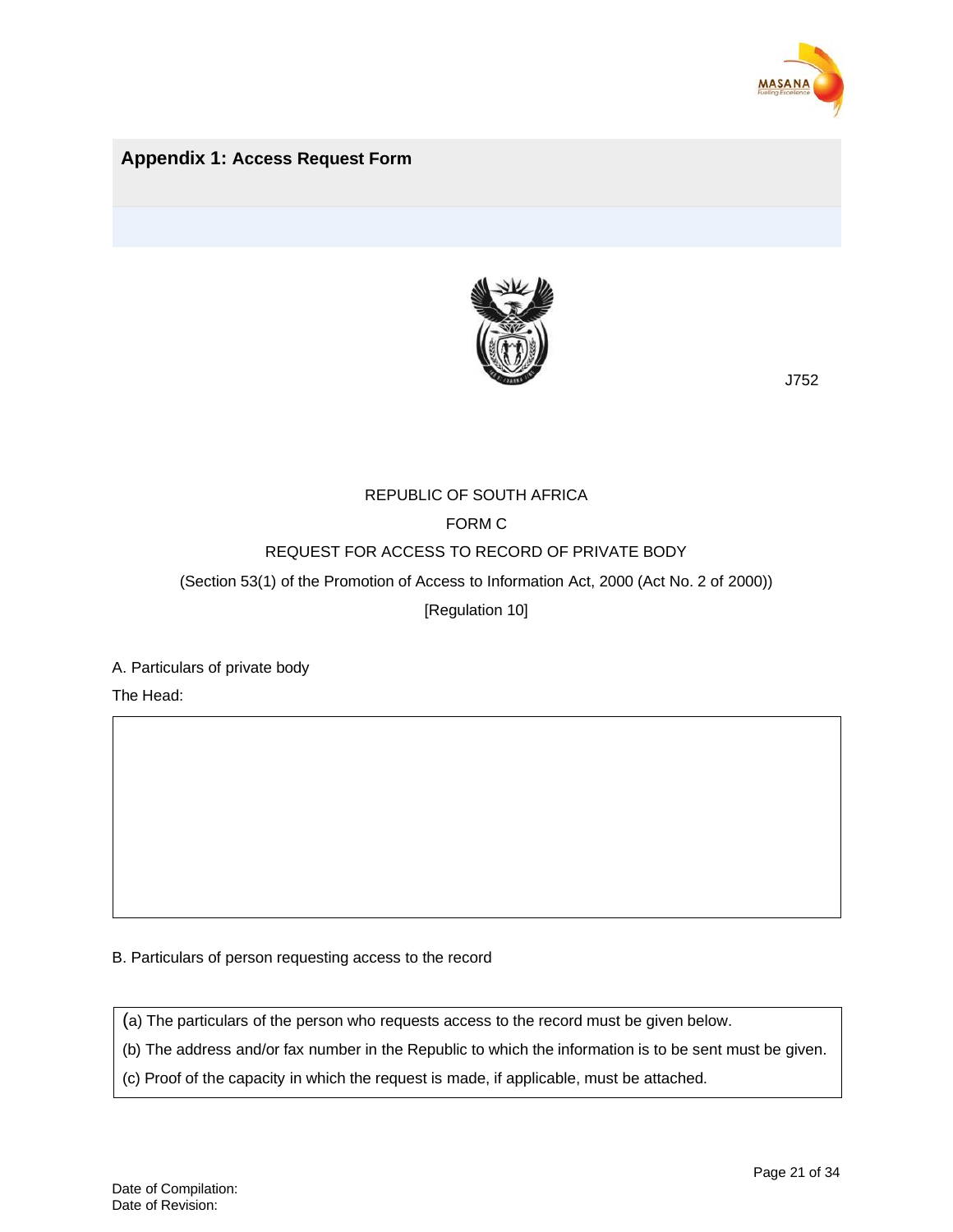## Appendix 1: Access Request Form

J752

REPUBLIC OF SOUTH AFRICA

FORM C

REQUEST FOR ACCESS TO RECORD OF PRIVATE BODY

(Section 53(1) of the Promotion of Access to Information Act, 2000 (Act No. 2 of 2000))

[Regulation 10]

A. Particulars of private body

The Head:

| |
|---|
| |

B. Particulars of person requesting access to the record

| |
|---|
| (a) The particulars of the person who requests access to the record must be given below.<br>(b) The address and/or fax number in the Republic to which the information is to be sent must be given.<br>(c) Proof of the capacity in which the request is made, if applicable, must be attached. |

Date of Compilation:
Date of Revision: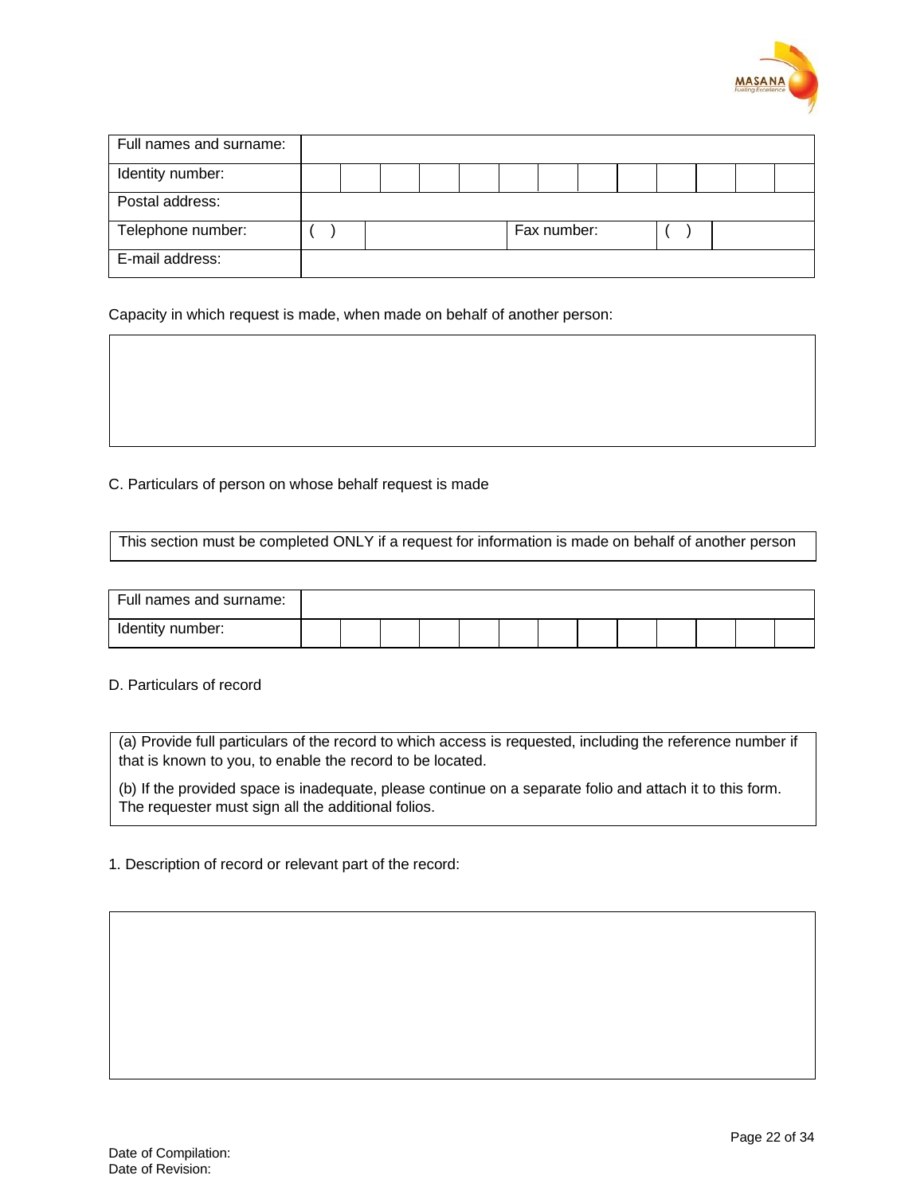| Full names and surname: | | | | | | | | | | | | | |
|---|---|---|---|---|---|---|---|---|---|---|---|---|---|
| Identity number: | | | | | | | | | | | | | |
| Postal address: | | | | | | | | | | | | | |
| Telephone number: | ( ) | | Fax number: | ( ) | | | | | | | | | |
| E-mail address: | | | | | | | | | | | | | |

Capacity in which request is made, when made on behalf of another person:

| |
|---|
| |

C. Particulars of person on whose behalf request is made

| This section must be completed ONLY if a request for information is made on behalf of another person |
|---|

| Full names and surname: | | | | | | | | | | | | | |
|---|---|---|---|---|---|---|---|---|---|---|---|---|---|
| Identity number: | | | | | | | | | | | | | |

D. Particulars of record

| (a) Provide full particulars of the record to which access is requested, including the reference number if that is known to you, to enable the record to be located.<br>(b) If the provided space is inadequate, please continue on a separate folio and attach it to this form. The requester must sign all the additional folios. |
|---|

1. Description of record or relevant part of the record:

| |
|---|
| |

Date of Compilation:
Date of Revision: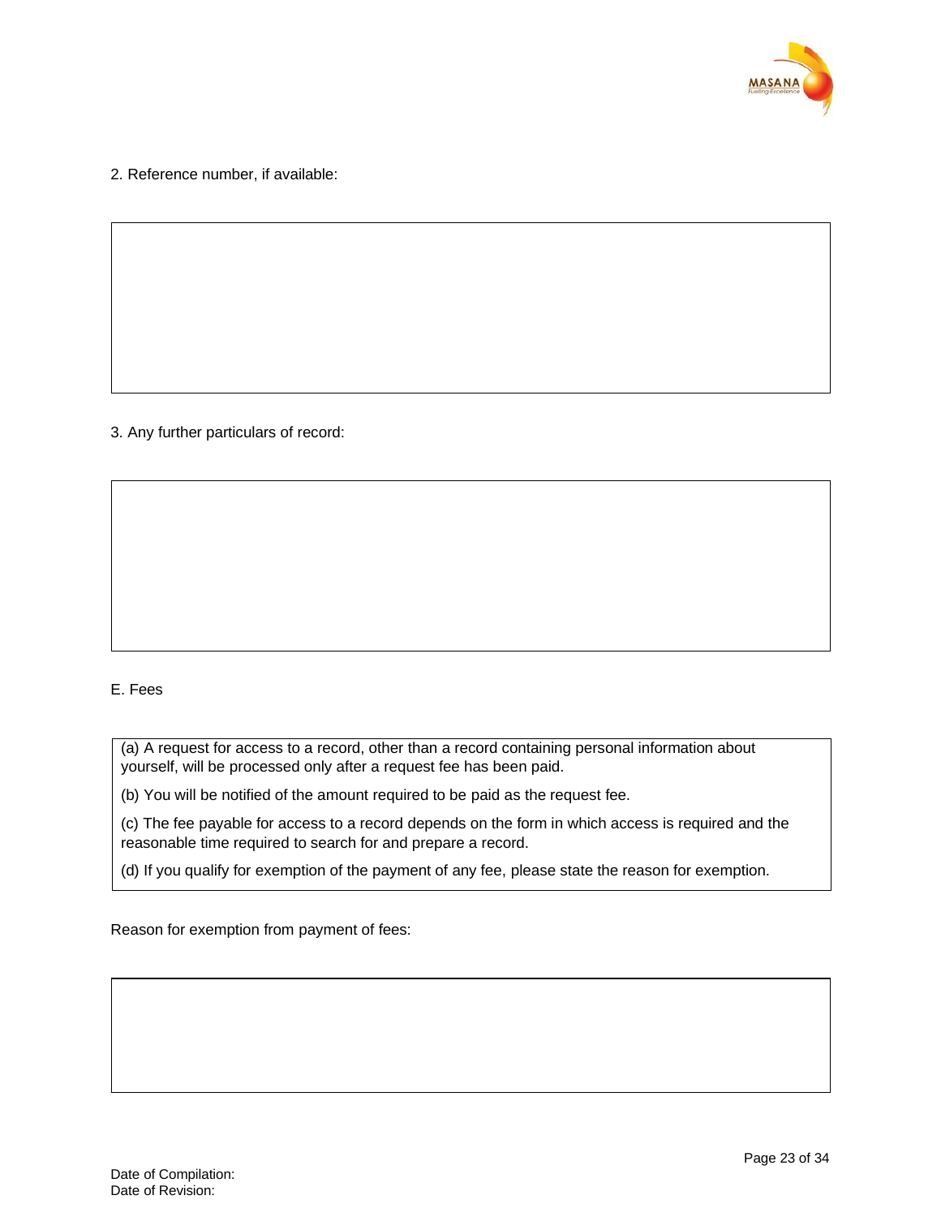2. Reference number, if available:

3. Any further particulars of record:

E. Fees

(a) A request for access to a record, other than a record containing personal information about yourself, will be processed only after a request fee has been paid.

(b) You will be notified of the amount required to be paid as the request fee.

(c) The fee payable for access to a record depends on the form in which access is required and the reasonable time required to search for and prepare a record.

(d) If you qualify for exemption of the payment of any fee, please state the reason for exemption.

Reason for exemption from payment of fees:

Date of Compilation:
Date of Revision: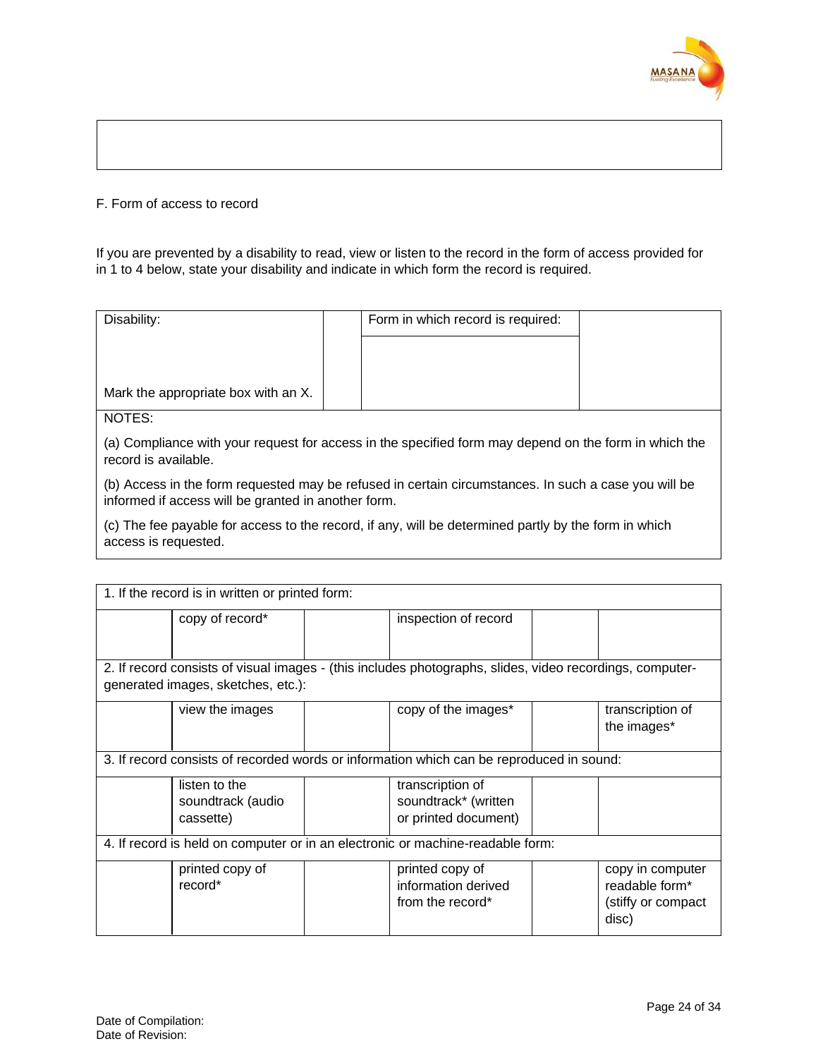F. Form of access to record

If you are prevented by a disability to read, view or listen to the record in the form of access provided for in 1 to 4 below, state your disability and indicate in which form the record is required.

| Disability: | | Form in which record is required: | |
|---|---|---|---|
| Mark the appropriate box with an X. | | | |

NOTES:

(a) Compliance with your request for access in the specified form may depend on the form in which the record is available.

(b) Access in the form requested may be refused in certain circumstances. In such a case you will be informed if access will be granted in another form.

(c) The fee payable for access to the record, if any, will be determined partly by the form in which access is requested.

| 1. If the record is in written or printed form: | | | | | |
|---|---|---|---|---|---|
| | copy of record* | | inspection of record | | |
| 2. If record consists of visual images - (this includes photographs, slides, video recordings, computer-generated images, sketches, etc.): | | | | | |
| | view the images | | copy of the images* | | transcription of the images* |
| 3. If record consists of recorded words or information which can be reproduced in sound: | | | | | |
| | listen to the soundtrack (audio cassette) | | transcription of soundtrack* (written or printed document) | | |
| 4. If record is held on computer or in an electronic or machine-readable form: | | | | | |
| | printed copy of record* | | printed copy of information derived from the record* | | copy in computer readable form* (stiffy or compact disc) |

Date of Compilation:
Date of Revision: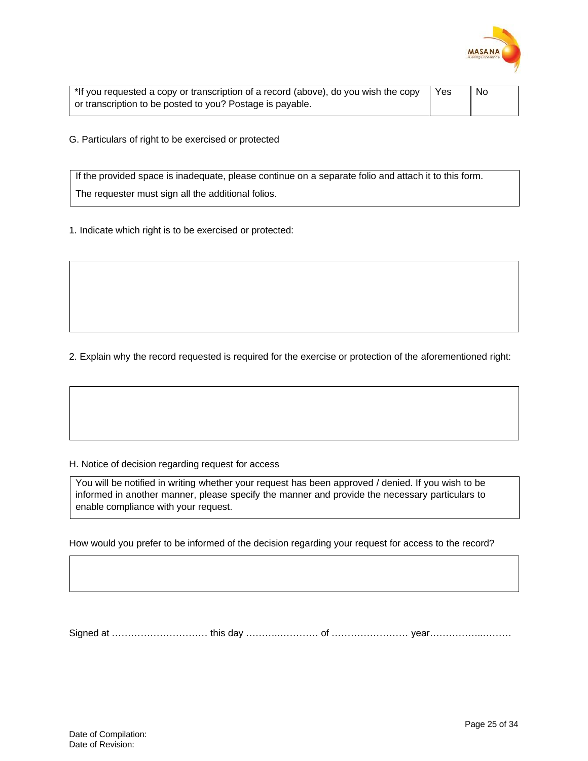| *If you requested a copy or transcription of a record (above), do you wish the copy or transcription to be posted to you? Postage is payable. | Yes | No |
| --- | --- | --- |

G. Particulars of right to be exercised or protected

| If the provided space is inadequate, please continue on a separate folio and attach it to this form. The requester must sign all the additional folios. |
| --- |

1. Indicate which right is to be exercised or protected:

|   |
| --- |
|   |

2. Explain why the record requested is required for the exercise or protection of the aforementioned right:

|   |
| --- |
|   |

H. Notice of decision regarding request for access

| You will be notified in writing whether your request has been approved / denied. If you wish to be informed in another manner, please specify the manner and provide the necessary particulars to enable compliance with your request. |
| --- |

How would you prefer to be informed of the decision regarding your request for access to the record?

|   |
| --- |
|   |

Signed at ………………………… this day ………..………… of …………………… year……………..………

Date of Compilation:
Date of Revision: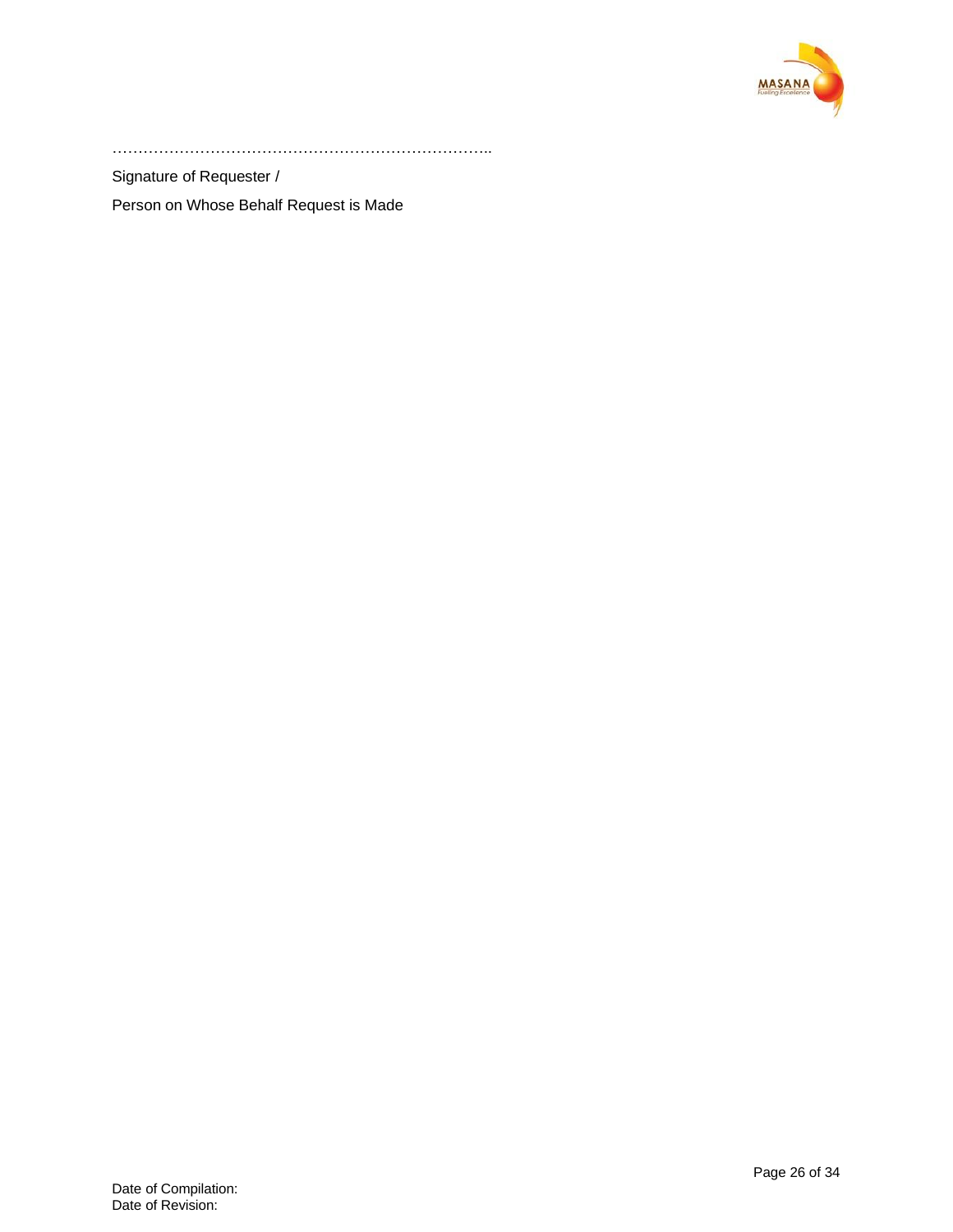…………………………………………………………………..

Signature of Requester /

Person on Whose Behalf Request is Made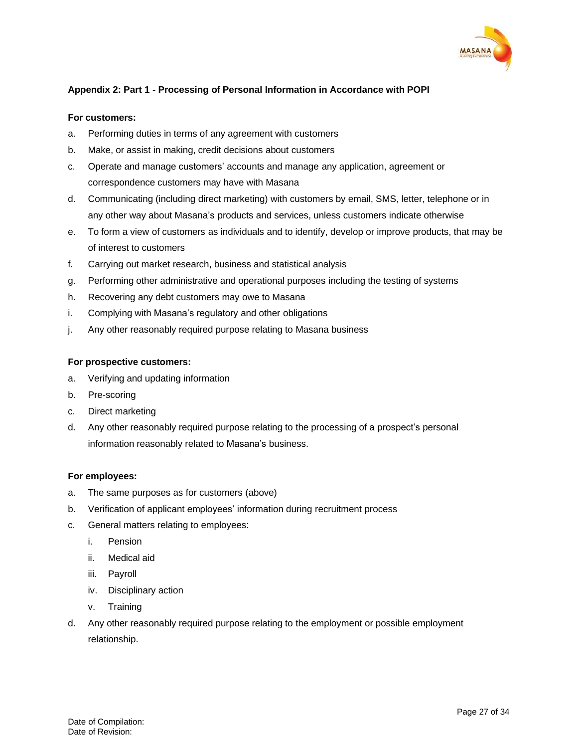**Appendix 2: Part 1 - Processing of Personal Information in Accordance with POPI**

**For customers:**

a. Performing duties in terms of any agreement with customers
b. Make, or assist in making, credit decisions about customers
c. Operate and manage customers' accounts and manage any application, agreement or correspondence customers may have with Masana
d. Communicating (including direct marketing) with customers by email, SMS, letter, telephone or in any other way about Masana's products and services, unless customers indicate otherwise
e. To form a view of customers as individuals and to identify, develop or improve products, that may be of interest to customers
f. Carrying out market research, business and statistical analysis
g. Performing other administrative and operational purposes including the testing of systems
h. Recovering any debt customers may owe to Masana
i. Complying with Masana's regulatory and other obligations
j. Any other reasonably required purpose relating to Masana business

**For prospective customers:**

a. Verifying and updating information
b. Pre-scoring
c. Direct marketing
d. Any other reasonably required purpose relating to the processing of a prospect's personal information reasonably related to Masana's business.

**For employees:**

a. The same purposes as for customers (above)
b. Verification of applicant employees' information during recruitment process
c. General matters relating to employees:
   i. Pension
   ii. Medical aid
   iii. Payroll
   iv. Disciplinary action
   v. Training
d. Any other reasonably required purpose relating to the employment or possible employment relationship.

Date of Compilation:
Date of Revision: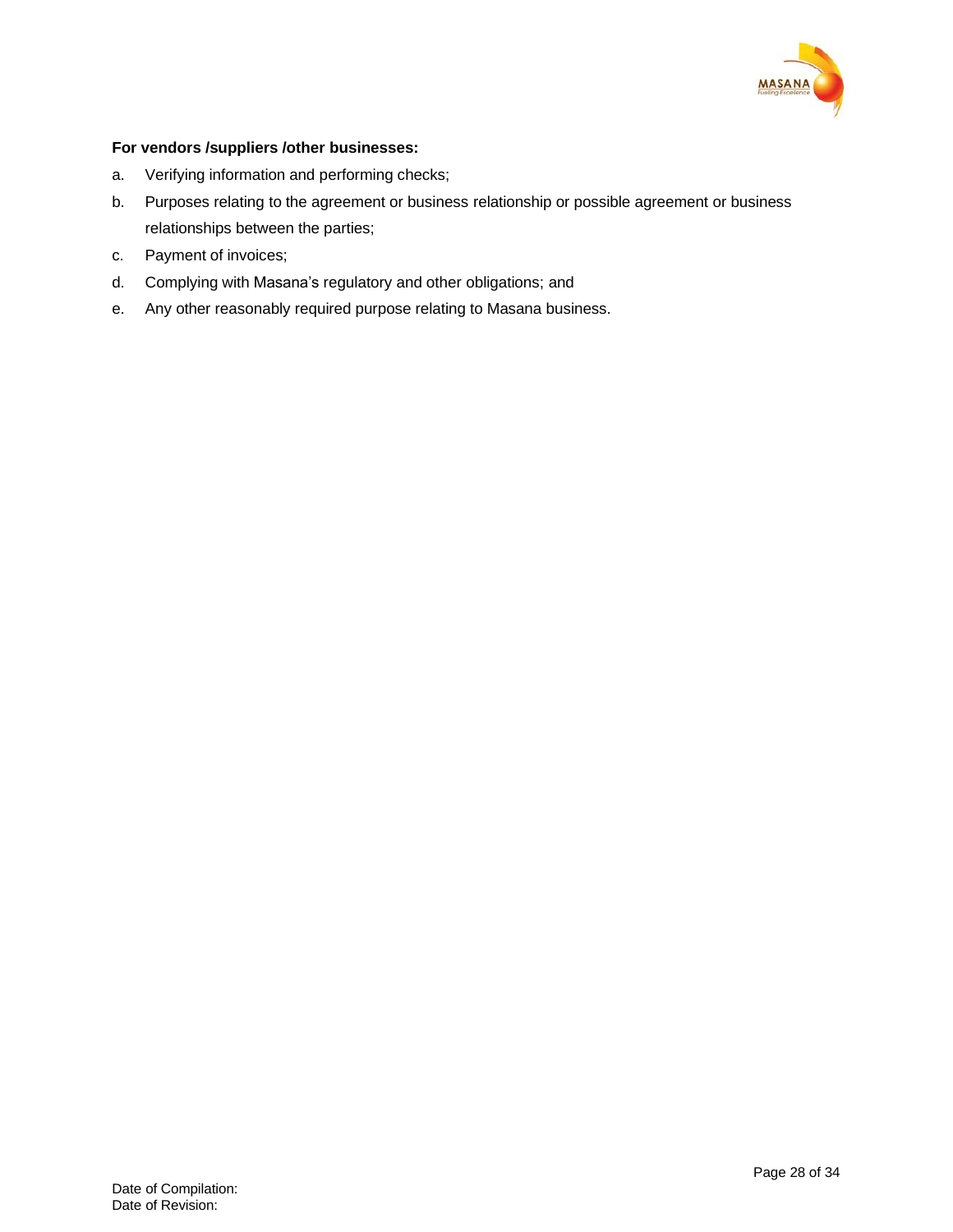**For vendors /suppliers /other businesses:**

a. Verifying information and performing checks;

b. Purposes relating to the agreement or business relationship or possible agreement or business relationships between the parties;

c. Payment of invoices;

d. Complying with Masana's regulatory and other obligations; and

e. Any other reasonably required purpose relating to Masana business.

Date of Compilation:
Date of Revision: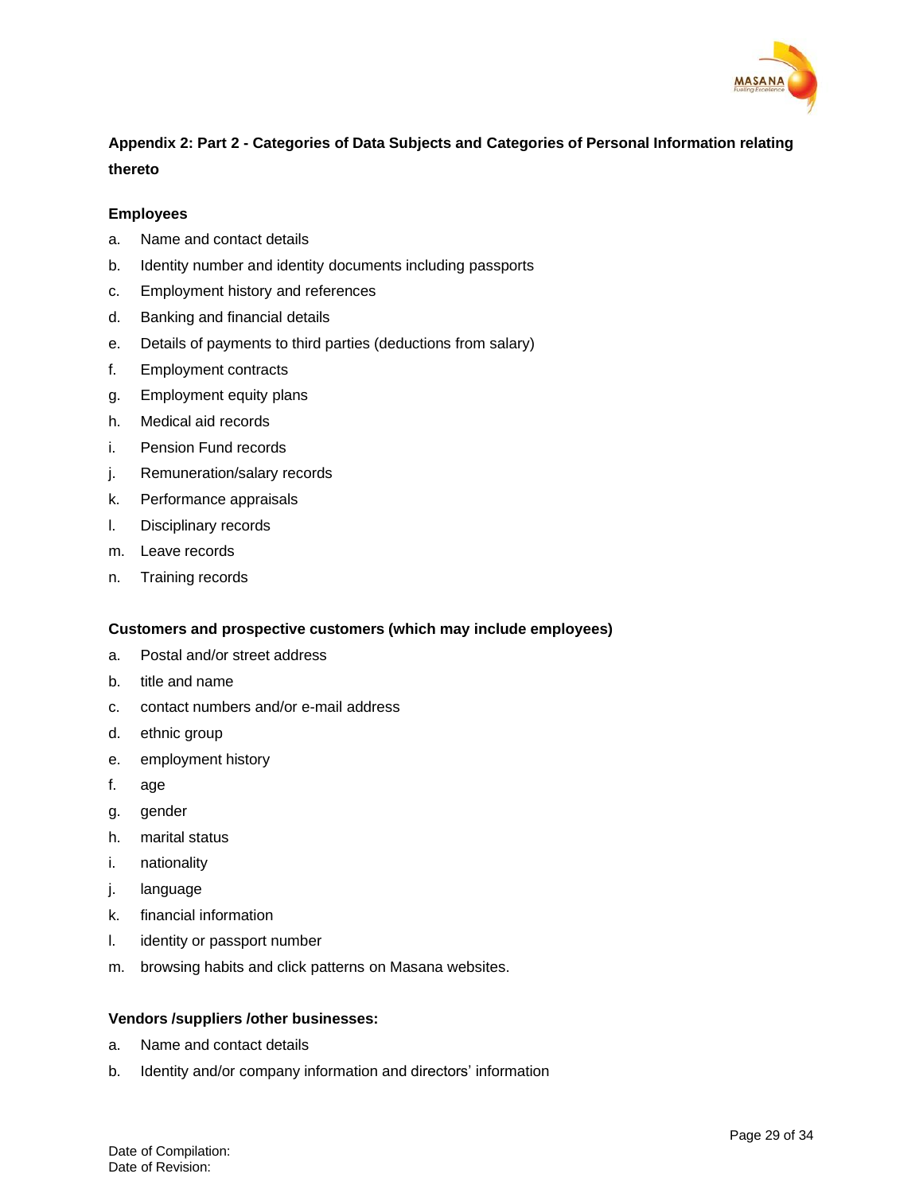**Appendix 2: Part 2 - Categories of Data Subjects and Categories of Personal Information relating thereto**

**Employees**

a. Name and contact details
b. Identity number and identity documents including passports
c. Employment history and references
d. Banking and financial details
e. Details of payments to third parties (deductions from salary)
f. Employment contracts
g. Employment equity plans
h. Medical aid records
i. Pension Fund records
j. Remuneration/salary records
k. Performance appraisals
l. Disciplinary records
m. Leave records
n. Training records

**Customers and prospective customers (which may include employees)**

a. Postal and/or street address
b. title and name
c. contact numbers and/or e-mail address
d. ethnic group
e. employment history
f. age
g. gender
h. marital status
i. nationality
j. language
k. financial information
l. identity or passport number
m. browsing habits and click patterns on Masana websites.

**Vendors /suppliers /other businesses:**

a. Name and contact details
b. Identity and/or company information and directors' information

Date of Compilation:
Date of Revision: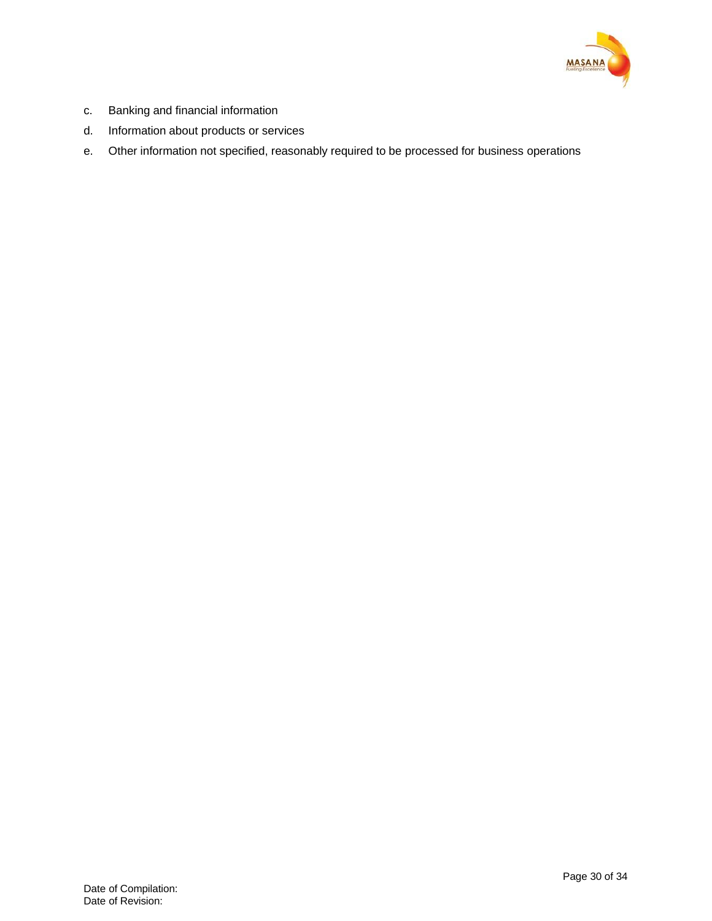c. Banking and financial information

d. Information about products or services

e. Other information not specified, reasonably required to be processed for business operations

Date of Compilation:
Date of Revision: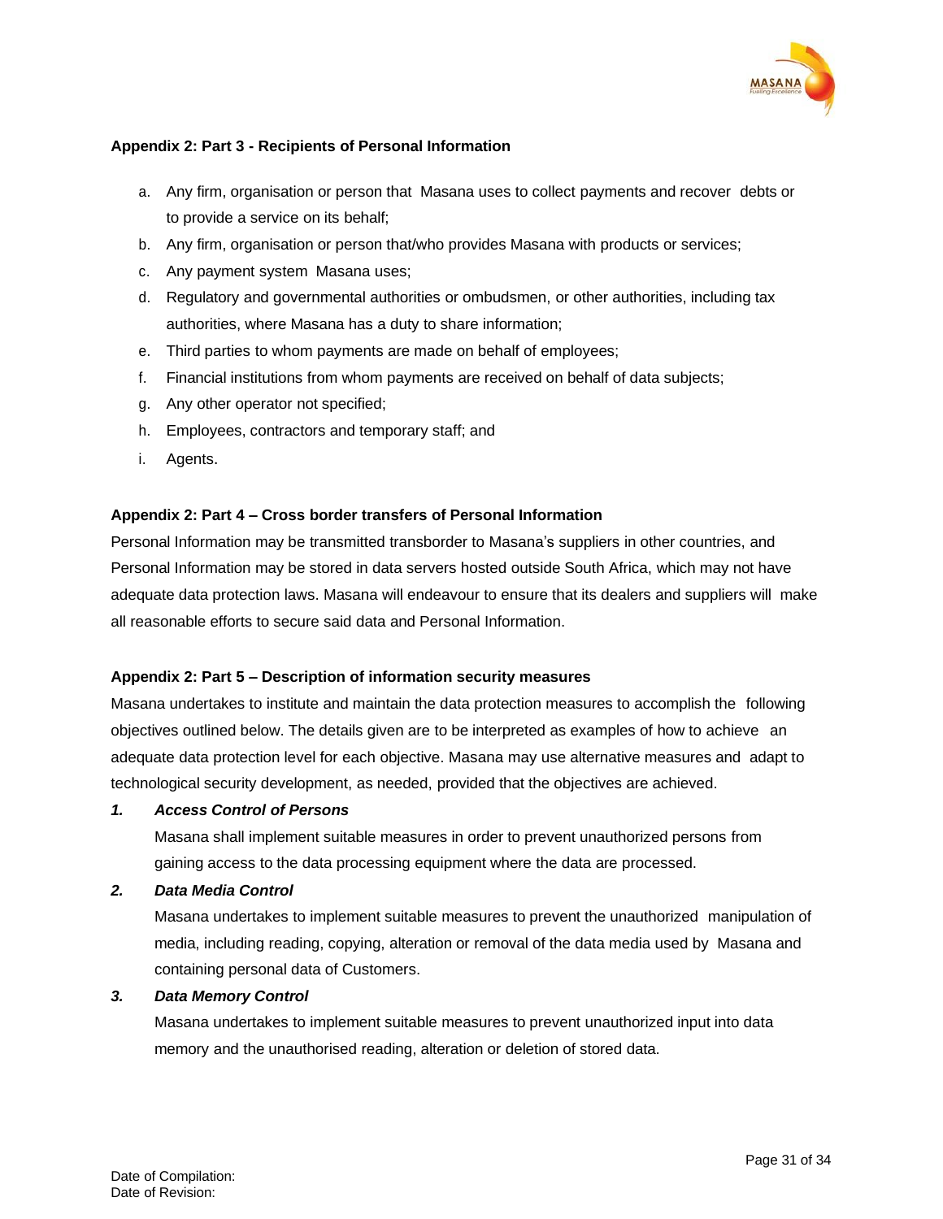**Appendix 2: Part 3 - Recipients of Personal Information**

a. Any firm, organisation or person that Masana uses to collect payments and recover debts or to provide a service on its behalf;
b. Any firm, organisation or person that/who provides Masana with products or services;
c. Any payment system Masana uses;
d. Regulatory and governmental authorities or ombudsmen, or other authorities, including tax authorities, where Masana has a duty to share information;
e. Third parties to whom payments are made on behalf of employees;
f. Financial institutions from whom payments are received on behalf of data subjects;
g. Any other operator not specified;
h. Employees, contractors and temporary staff; and
i. Agents.

**Appendix 2: Part 4 – Cross border transfers of Personal Information**

Personal Information may be transmitted transborder to Masana's suppliers in other countries, and Personal Information may be stored in data servers hosted outside South Africa, which may not have adequate data protection laws. Masana will endeavour to ensure that its dealers and suppliers will make all reasonable efforts to secure said data and Personal Information.

**Appendix 2: Part 5 – Description of information security measures**

Masana undertakes to institute and maintain the data protection measures to accomplish the following objectives outlined below. The details given are to be interpreted as examples of how to achieve an adequate data protection level for each objective. Masana may use alternative measures and adapt to technological security development, as needed, provided that the objectives are achieved.

***1. Access Control of Persons***

Masana shall implement suitable measures in order to prevent unauthorized persons from gaining access to the data processing equipment where the data are processed.

***2. Data Media Control***

Masana undertakes to implement suitable measures to prevent the unauthorized manipulation of media, including reading, copying, alteration or removal of the data media used by Masana and containing personal data of Customers.

***3. Data Memory Control***

Masana undertakes to implement suitable measures to prevent unauthorized input into data memory and the unauthorised reading, alteration or deletion of stored data.

Date of Compilation:
Date of Revision: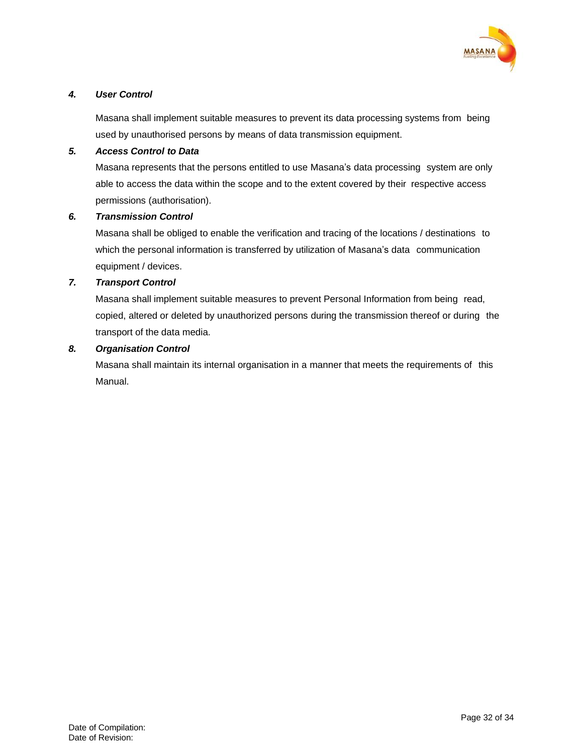***4. User Control***

Masana shall implement suitable measures to prevent its data processing systems from being used by unauthorised persons by means of data transmission equipment.

***5. Access Control to Data***

Masana represents that the persons entitled to use Masana's data processing system are only able to access the data within the scope and to the extent covered by their respective access permissions (authorisation).

***6. Transmission Control***

Masana shall be obliged to enable the verification and tracing of the locations / destinations to which the personal information is transferred by utilization of Masana's data communication equipment / devices.

***7. Transport Control***

Masana shall implement suitable measures to prevent Personal Information from being read, copied, altered or deleted by unauthorized persons during the transmission thereof or during the transport of the data media.

***8. Organisation Control***

Masana shall maintain its internal organisation in a manner that meets the requirements of this Manual.

Date of Compilation:
Date of Revision: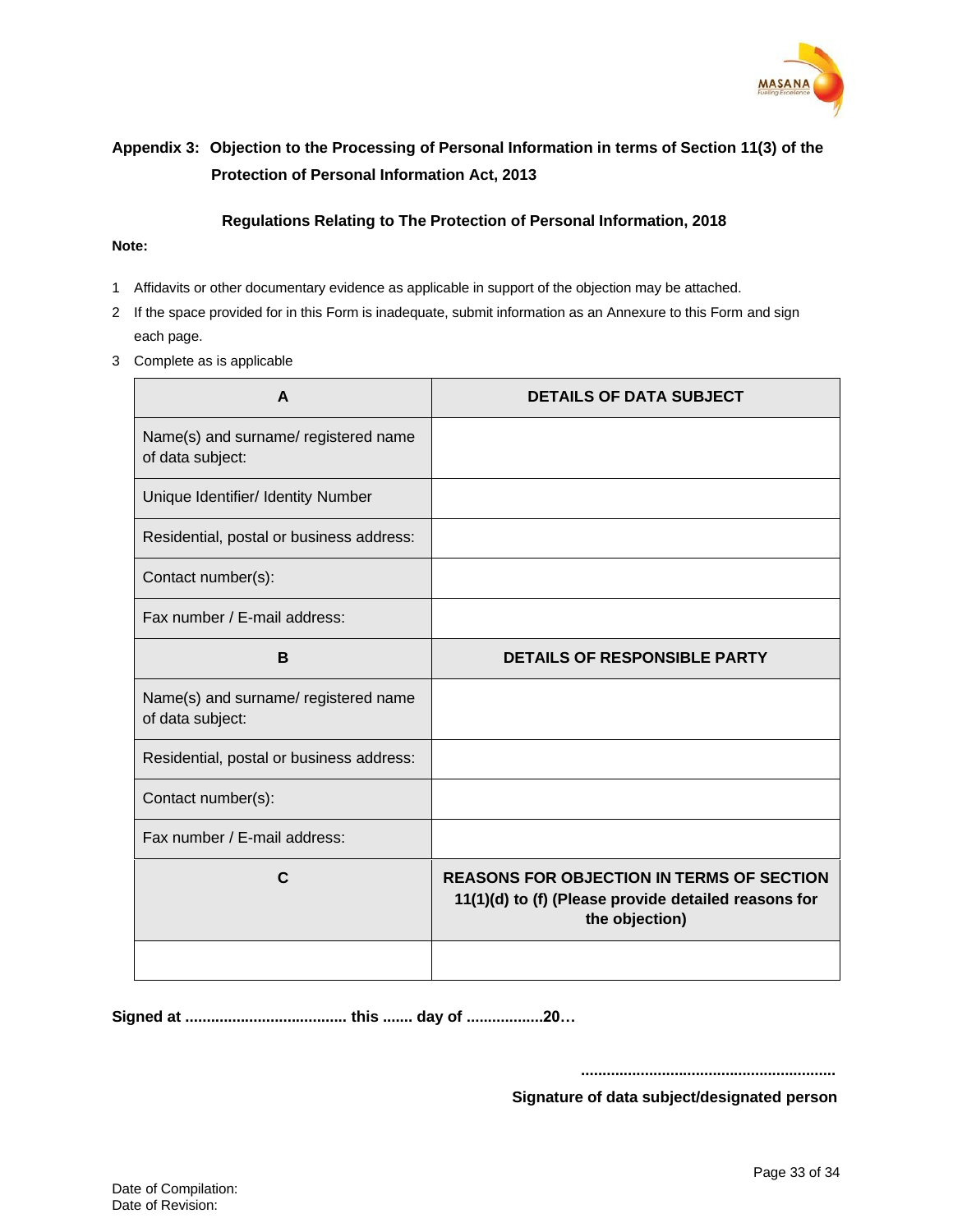## Appendix 3: Objection to the Processing of Personal Information in terms of Section 11(3) of the Protection of Personal Information Act, 2013

**Regulations Relating to The Protection of Personal Information, 2018**

**Note:**

1. Affidavits or other documentary evidence as applicable in support of the objection may be attached.
2. If the space provided for in this Form is inadequate, submit information as an Annexure to this Form and sign each page.
3. Complete as is applicable

| **A** | **DETAILS OF DATA SUBJECT** |
|---|---|
| Name(s) and surname/ registered name of data subject: | |
| Unique Identifier/ Identity Number | |
| Residential, postal or business address: | |
| Contact number(s): | |
| Fax number / E-mail address: | |
| **B** | **DETAILS OF RESPONSIBLE PARTY** |
| Name(s) and surname/ registered name of data subject: | |
| Residential, postal or business address: | |
| Contact number(s): | |
| Fax number / E-mail address: | |
| **C** | **REASONS FOR OBJECTION IN TERMS OF SECTION 11(1)(d) to (f) (Please provide detailed reasons for the objection)** |
| | |

**Signed at ...................................... this ....... day of ..................20…**

**...........................................................**

**Signature of data subject/designated person**

Date of Compilation:
Date of Revision: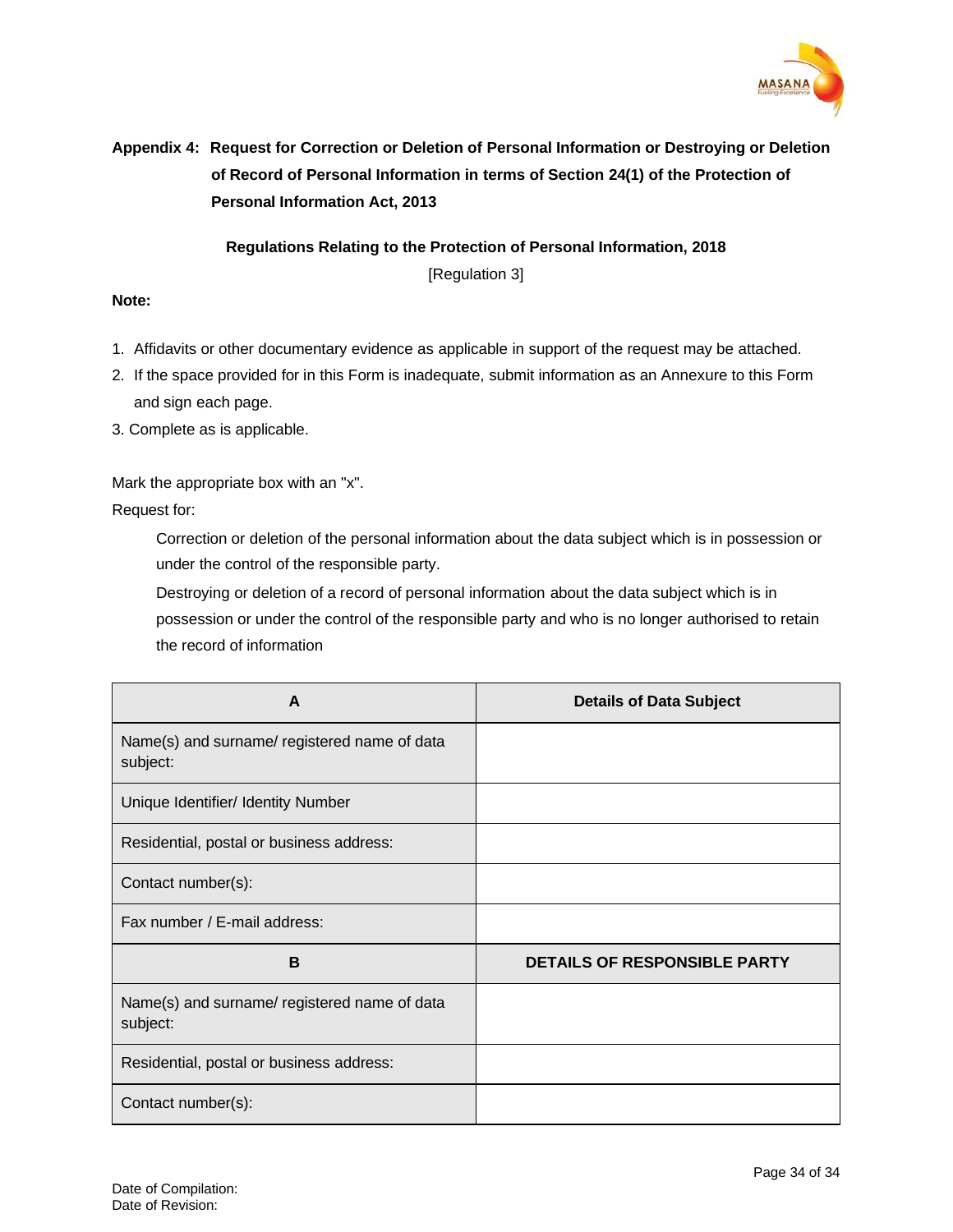**Appendix 4: Request for Correction or Deletion of Personal Information or Destroying or Deletion of Record of Personal Information in terms of Section 24(1) of the Protection of Personal Information Act, 2013**

**Regulations Relating to the Protection of Personal Information, 2018**

[Regulation 3]

**Note:**

1. Affidavits or other documentary evidence as applicable in support of the request may be attached.
2. If the space provided for in this Form is inadequate, submit information as an Annexure to this Form and sign each page.
3. Complete as is applicable.

Mark the appropriate box with an "x".

Request for:

Correction or deletion of the personal information about the data subject which is in possession or under the control of the responsible party.

Destroying or deletion of a record of personal information about the data subject which is in possession or under the control of the responsible party and who is no longer authorised to retain the record of information

| A | Details of Data Subject |
|---|---|
| Name(s) and surname/ registered name of data subject: | |
| Unique Identifier/ Identity Number | |
| Residential, postal or business address: | |
| Contact number(s): | |
| Fax number / E-mail address: | |
| **B** | **DETAILS OF RESPONSIBLE PARTY** |
| Name(s) and surname/ registered name of data subject: | |
| Residential, postal or business address: | |
| Contact number(s): | |

Date of Compilation:
Date of Revision: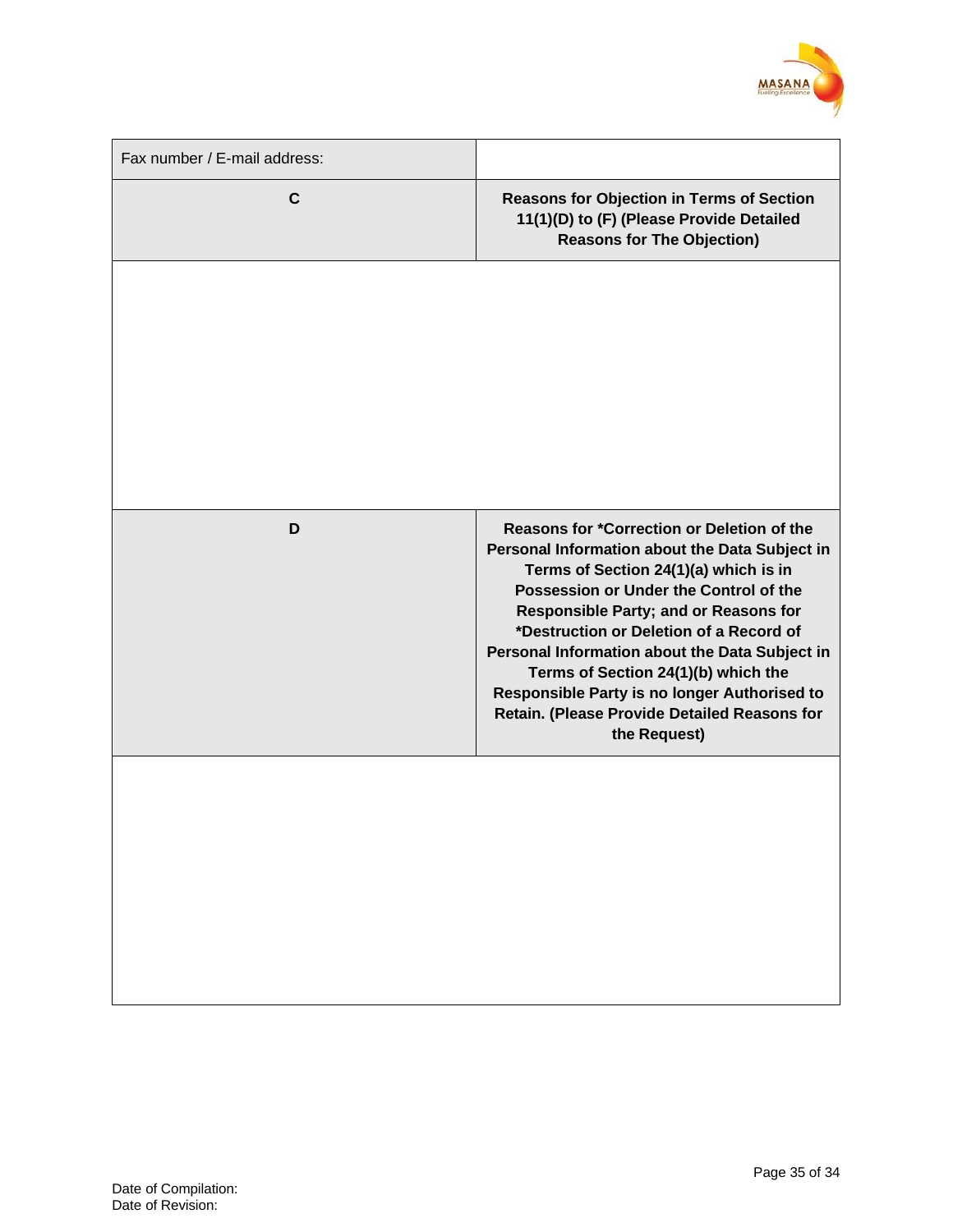| | |
|---|---|
| Fax number / E-mail address: | |
| **C** | **Reasons for Objection in Terms of Section 11(1)(D) to (F) (Please Provide Detailed Reasons for The Objection)** |
| | |
| **D** | **Reasons for *Correction or Deletion of the Personal Information about the Data Subject in Terms of Section 24(1)(a) which is in Possession or Under the Control of the Responsible Party; and or Reasons for *Destruction or Deletion of a Record of Personal Information about the Data Subject in Terms of Section 24(1)(b) which the Responsible Party is no longer Authorised to Retain. (Please Provide Detailed Reasons for the Request)** |
| | |

Date of Compilation:
Date of Revision: